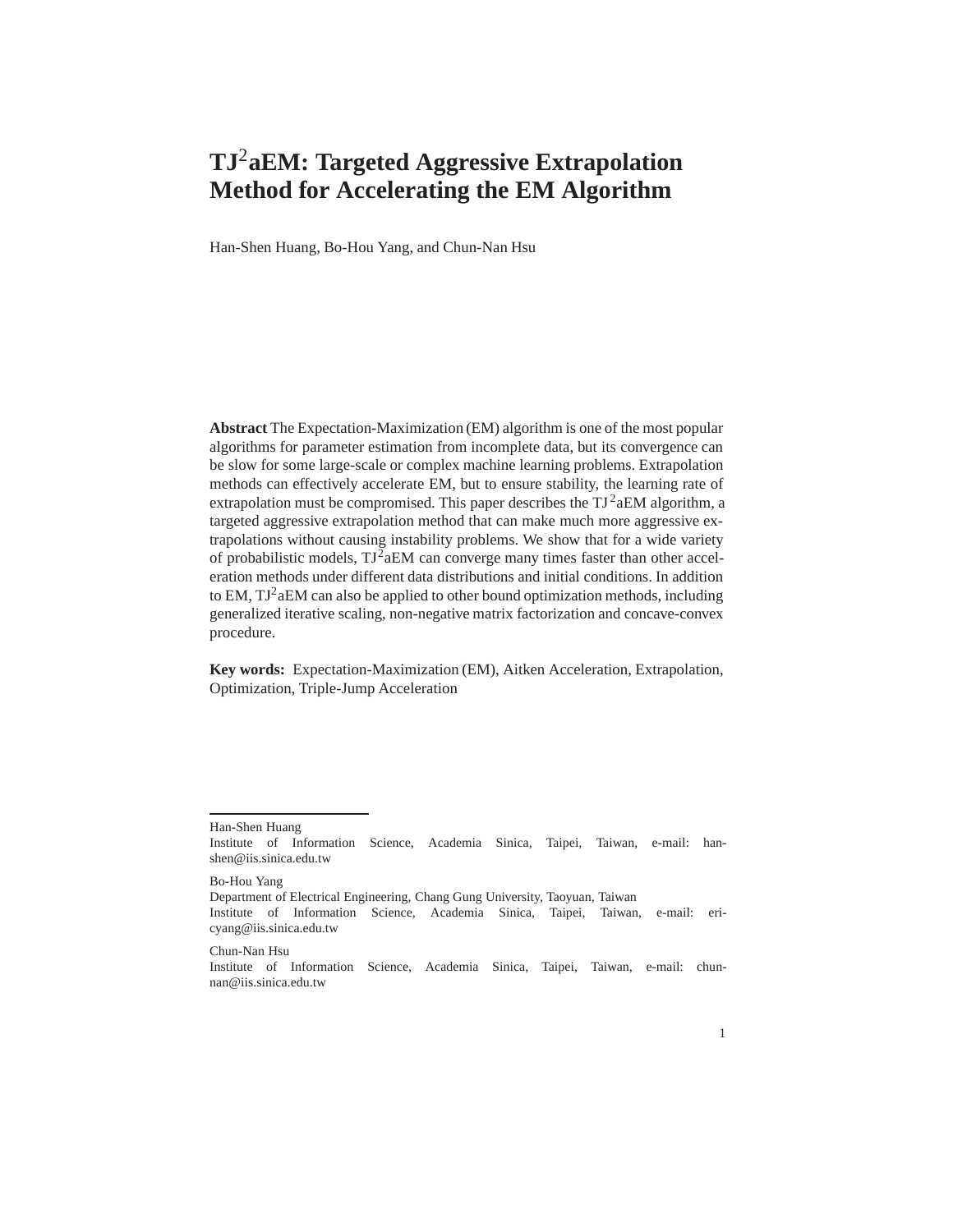# TJ$^2$aEM: Targeted Aggressive Extrapolation Method for Accelerating the EM Algorithm

Han-Shen Huang, Bo-Hou Yang, and Chun-Nan Hsu

**Abstract** The Expectation-Maximization (EM) algorithm is one of the most popular algorithms for parameter estimation from incomplete data, but its convergence can be slow for some large-scale or complex machine learning problems. Extrapolation methods can effectively accelerate EM, but to ensure stability, the learning rate of extrapolation must be compromised. This paper describes the TJ$^2$aEM algorithm, a targeted aggressive extrapolation method that can make much more aggressive extrapolations without causing instability problems. We show that for a wide variety of probabilistic models, TJ$^2$aEM can converge many times faster than other acceleration methods under different data distributions and initial conditions. In addition to EM, TJ$^2$aEM can also be applied to other bound optimization methods, including generalized iterative scaling, non-negative matrix factorization and concave-convex procedure.

**Key words:** Expectation-Maximization (EM), Aitken Acceleration, Extrapolation, Optimization, Triple-Jump Acceleration

---

Han-Shen Huang
Institute of Information Science, Academia Sinica, Taipei, Taiwan, e-mail: hanshen@iis.sinica.edu.tw

Bo-Hou Yang
Department of Electrical Engineering, Chang Gung University, Taoyuan, Taiwan
Institute of Information Science, Academia Sinica, Taipei, Taiwan, e-mail: ericyang@iis.sinica.edu.tw

Chun-Nan Hsu
Institute of Information Science, Academia Sinica, Taipei, Taiwan, e-mail: chunnan@iis.sinica.edu.tw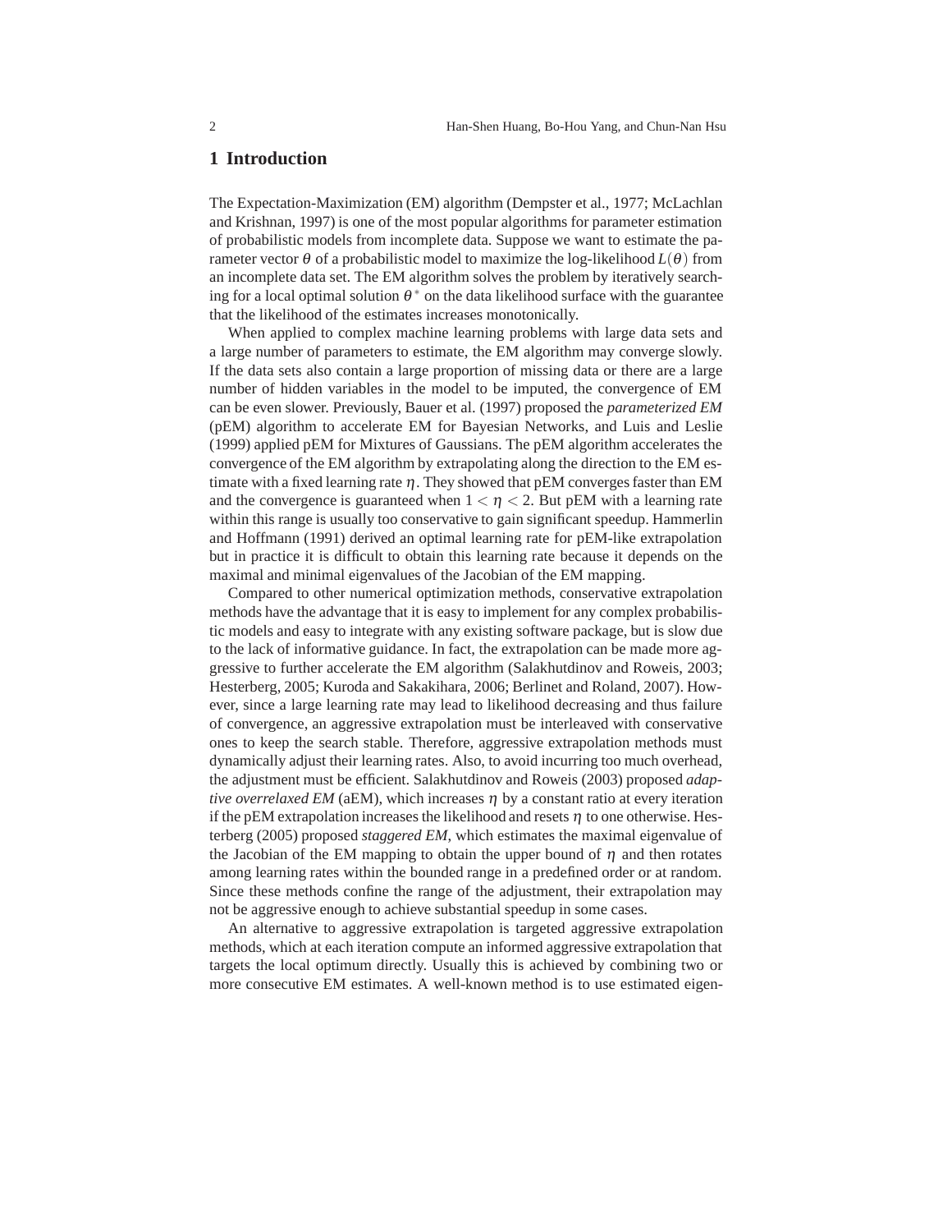## 1 Introduction

The Expectation-Maximization (EM) algorithm (Dempster et al., 1977; McLachlan and Krishnan, 1997) is one of the most popular algorithms for parameter estimation of probabilistic models from incomplete data. Suppose we want to estimate the parameter vector $\theta$ of a probabilistic model to maximize the log-likelihood $L(\theta)$ from an incomplete data set. The EM algorithm solves the problem by iteratively searching for a local optimal solution $\theta^*$ on the data likelihood surface with the guarantee that the likelihood of the estimates increases monotonically.

When applied to complex machine learning problems with large data sets and a large number of parameters to estimate, the EM algorithm may converge slowly. If the data sets also contain a large proportion of missing data or there are a large number of hidden variables in the model to be imputed, the convergence of EM can be even slower. Previously, Bauer et al. (1997) proposed the *parameterized EM* (pEM) algorithm to accelerate EM for Bayesian Networks, and Luis and Leslie (1999) applied pEM for Mixtures of Gaussians. The pEM algorithm accelerates the convergence of the EM algorithm by extrapolating along the direction to the EM estimate with a fixed learning rate $\eta$. They showed that pEM converges faster than EM and the convergence is guaranteed when $1 < \eta < 2$. But pEM with a learning rate within this range is usually too conservative to gain significant speedup. Hammerlin and Hoffmann (1991) derived an optimal learning rate for pEM-like extrapolation but in practice it is difficult to obtain this learning rate because it depends on the maximal and minimal eigenvalues of the Jacobian of the EM mapping.

Compared to other numerical optimization methods, conservative extrapolation methods have the advantage that it is easy to implement for any complex probabilistic models and easy to integrate with any existing software package, but is slow due to the lack of informative guidance. In fact, the extrapolation can be made more aggressive to further accelerate the EM algorithm (Salakhutdinov and Roweis, 2003; Hesterberg, 2005; Kuroda and Sakakihara, 2006; Berlinet and Roland, 2007). However, since a large learning rate may lead to likelihood decreasing and thus failure of convergence, an aggressive extrapolation must be interleaved with conservative ones to keep the search stable. Therefore, aggressive extrapolation methods must dynamically adjust their learning rates. Also, to avoid incurring too much overhead, the adjustment must be efficient. Salakhutdinov and Roweis (2003) proposed *adaptive overrelaxed EM* (aEM), which increases $\eta$ by a constant ratio at every iteration if the pEM extrapolation increases the likelihood and resets $\eta$ to one otherwise. Hesterberg (2005) proposed *staggered EM*, which estimates the maximal eigenvalue of the Jacobian of the EM mapping to obtain the upper bound of $\eta$ and then rotates among learning rates within the bounded range in a predefined order or at random. Since these methods confine the range of the adjustment, their extrapolation may not be aggressive enough to achieve substantial speedup in some cases.

An alternative to aggressive extrapolation is targeted aggressive extrapolation methods, which at each iteration compute an informed aggressive extrapolation that targets the local optimum directly. Usually this is achieved by combining two or more consecutive EM estimates. A well-known method is to use estimated eigen-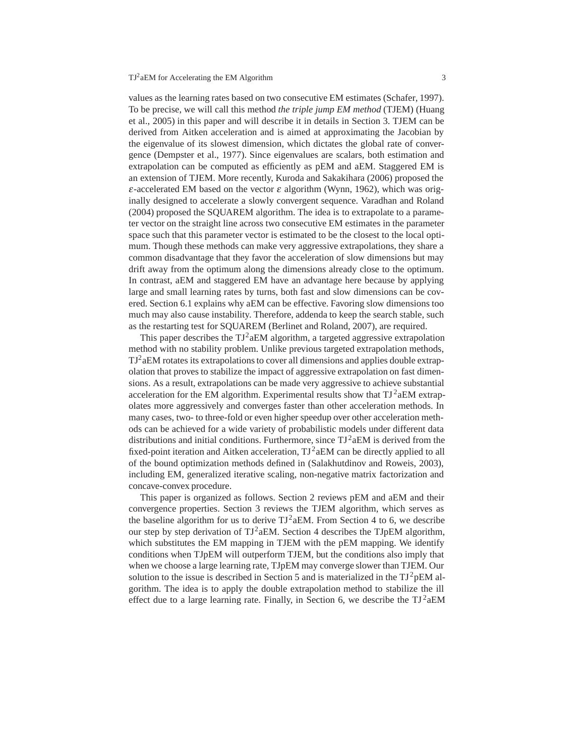values as the learning rates based on two consecutive EM estimates (Schafer, 1997). To be precise, we will call this method *the triple jump EM method* (TJEM) (Huang et al., 2005) in this paper and will describe it in details in Section 3. TJEM can be derived from Aitken acceleration and is aimed at approximating the Jacobian by the eigenvalue of its slowest dimension, which dictates the global rate of convergence (Dempster et al., 1977). Since eigenvalues are scalars, both estimation and extrapolation can be computed as efficiently as pEM and aEM. Staggered EM is an extension of TJEM. More recently, Kuroda and Sakakihara (2006) proposed the $\varepsilon$-accelerated EM based on the vector $\varepsilon$ algorithm (Wynn, 1962), which was originally designed to accelerate a slowly convergent sequence. Varadhan and Roland (2004) proposed the SQUAREM algorithm. The idea is to extrapolate to a parameter vector on the straight line across two consecutive EM estimates in the parameter space such that this parameter vector is estimated to be the closest to the local optimum. Though these methods can make very aggressive extrapolations, they share a common disadvantage that they favor the acceleration of slow dimensions but may drift away from the optimum along the dimensions already close to the optimum. In contrast, aEM and staggered EM have an advantage here because by applying large and small learning rates by turns, both fast and slow dimensions can be covered. Section 6.1 explains why aEM can be effective. Favoring slow dimensions too much may also cause instability. Therefore, addenda to keep the search stable, such as the restarting test for SQUAREM (Berlinet and Roland, 2007), are required.

This paper describes the TJ$^2$aEM algorithm, a targeted aggressive extrapolation method with no stability problem. Unlike previous targeted extrapolation methods, TJ$^2$aEM rotates its extrapolations to cover all dimensions and applies double extrapolation that proves to stabilize the impact of aggressive extrapolation on fast dimensions. As a result, extrapolations can be made very aggressive to achieve substantial acceleration for the EM algorithm. Experimental results show that TJ$^2$aEM extrapolates more aggressively and converges faster than other acceleration methods. In many cases, two- to three-fold or even higher speedup over other acceleration methods can be achieved for a wide variety of probabilistic models under different data distributions and initial conditions. Furthermore, since TJ$^2$aEM is derived from the fixed-point iteration and Aitken acceleration, TJ$^2$aEM can be directly applied to all of the bound optimization methods defined in (Salakhutdinov and Roweis, 2003), including EM, generalized iterative scaling, non-negative matrix factorization and concave-convex procedure.

This paper is organized as follows. Section 2 reviews pEM and aEM and their convergence properties. Section 3 reviews the TJEM algorithm, which serves as the baseline algorithm for us to derive TJ$^2$aEM. From Section 4 to 6, we describe our step by step derivation of TJ$^2$aEM. Section 4 describes the TJpEM algorithm, which substitutes the EM mapping in TJEM with the pEM mapping. We identify conditions when TJpEM will outperform TJEM, but the conditions also imply that when we choose a large learning rate, TJpEM may converge slower than TJEM. Our solution to the issue is described in Section 5 and is materialized in the TJ$^2$pEM algorithm. The idea is to apply the double extrapolation method to stabilize the ill effect due to a large learning rate. Finally, in Section 6, we describe the TJ$^2$aEM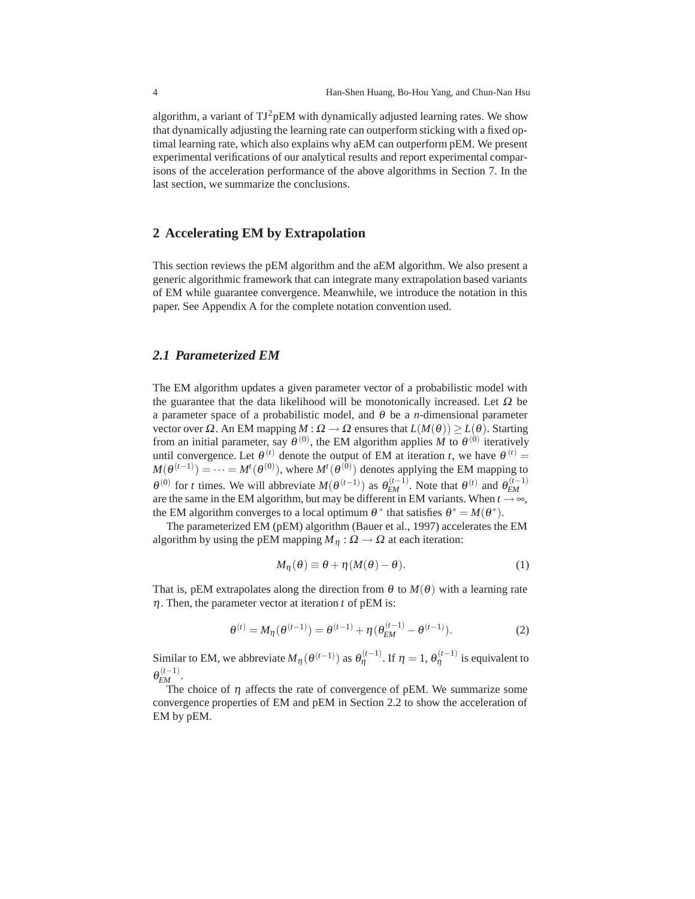algorithm, a variant of $TJ^2$pEM with dynamically adjusted learning rates. We show that dynamically adjusting the learning rate can outperform sticking with a fixed optimal learning rate, which also explains why aEM can outperform pEM. We present experimental verifications of our analytical results and report experimental comparisons of the acceleration performance of the above algorithms in Section 7. In the last section, we summarize the conclusions.

## 2 Accelerating EM by Extrapolation

This section reviews the pEM algorithm and the aEM algorithm. We also present a generic algorithmic framework that can integrate many extrapolation based variants of EM while guarantee convergence. Meanwhile, we introduce the notation in this paper. See Appendix A for the complete notation convention used.

### 2.1 Parameterized EM

The EM algorithm updates a given parameter vector of a probabilistic model with the guarantee that the data likelihood will be monotonically increased. Let $\Omega$ be a parameter space of a probabilistic model, and $\theta$ be a $n$-dimensional parameter vector over $\Omega$. An EM mapping $M : \Omega \rightarrow \Omega$ ensures that $L(M(\theta)) \geq L(\theta)$. Starting from an initial parameter, say $\theta^{(0)}$, the EM algorithm applies $M$ to $\theta^{(0)}$ iteratively until convergence. Let $\theta^{(t)}$ denote the output of EM at iteration $t$, we have $\theta^{(t)} = M(\theta^{(t-1)}) = \cdots = M^t(\theta^{(0)})$, where $M^t(\theta^{(0)})$ denotes applying the EM mapping to $\theta^{(0)}$ for $t$ times. We will abbreviate $M(\theta^{(t-1)})$ as $\theta_{EM}^{(t-1)}$. Note that $\theta^{(t)}$ and $\theta_{EM}^{(t-1)}$ are the same in the EM algorithm, but may be different in EM variants. When $t \rightarrow \infty$, the EM algorithm converges to a local optimum $\theta^*$ that satisfies $\theta^* = M(\theta^*)$.

The parameterized EM (pEM) algorithm (Bauer et al., 1997) accelerates the EM algorithm by using the pEM mapping $M_\eta : \Omega \rightarrow \Omega$ at each iteration:

$$M_\eta(\theta) \equiv \theta + \eta(M(\theta) - \theta). \tag{1}$$

That is, pEM extrapolates along the direction from $\theta$ to $M(\theta)$ with a learning rate $\eta$. Then, the parameter vector at iteration $t$ of pEM is:

$$\theta^{(t)} = M_\eta(\theta^{(t-1)}) = \theta^{(t-1)} + \eta(\theta_{EM}^{(t-1)} - \theta^{(t-1)}). \tag{2}$$

Similar to EM, we abbreviate $M_\eta(\theta^{(t-1)})$ as $\theta_\eta^{(t-1)}$. If $\eta = 1$, $\theta_\eta^{(t-1)}$ is equivalent to $\theta_{EM}^{(t-1)}$.

The choice of $\eta$ affects the rate of convergence of pEM. We summarize some convergence properties of EM and pEM in Section 2.2 to show the acceleration of EM by pEM.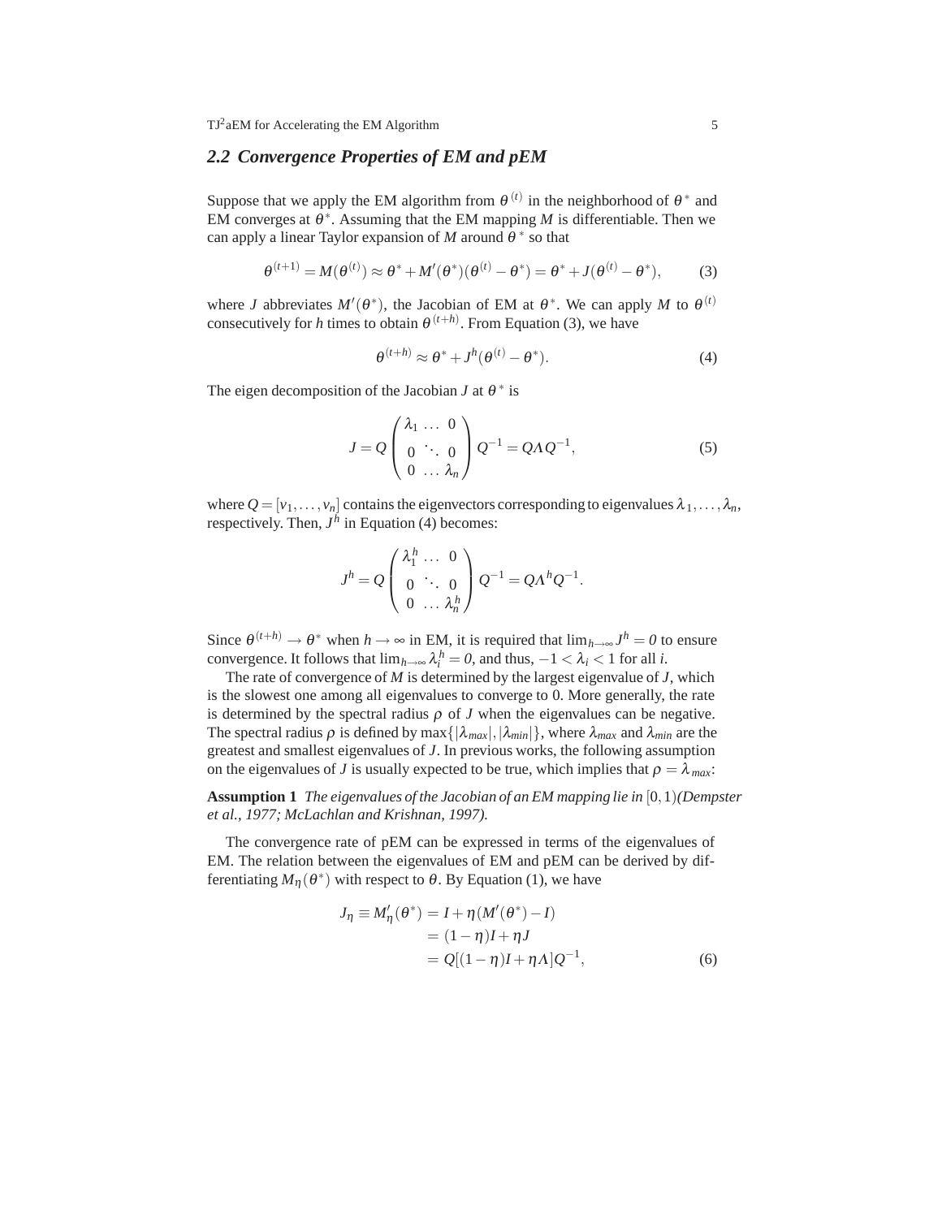## 2.2 Convergence Properties of EM and pEM

Suppose that we apply the EM algorithm from $\theta^{(t)}$ in the neighborhood of $\theta^*$ and EM converges at $\theta^*$. Assuming that the EM mapping $M$ is differentiable. Then we can apply a linear Taylor expansion of $M$ around $\theta^*$ so that

$$\theta^{(t+1)} = M(\theta^{(t)}) \approx \theta^* + M'(\theta^*)(\theta^{(t)} - \theta^*) = \theta^* + J(\theta^{(t)} - \theta^*), \tag{3}$$

where $J$ abbreviates $M'(\theta^*)$, the Jacobian of EM at $\theta^*$. We can apply $M$ to $\theta^{(t)}$ consecutively for $h$ times to obtain $\theta^{(t+h)}$. From Equation (3), we have

$$\theta^{(t+h)} \approx \theta^* + J^h(\theta^{(t)} - \theta^*). \tag{4}$$

The eigen decomposition of the Jacobian $J$ at $\theta^*$ is

$$J = Q \begin{pmatrix} \lambda_1 & \dots & 0 \\ 0 & \ddots & 0 \\ 0 & \dots & \lambda_n \end{pmatrix} Q^{-1} = Q\Lambda Q^{-1}, \tag{5}$$

where $Q = [v_1, \dots, v_n]$ contains the eigenvectors corresponding to eigenvalues $\lambda_1, \dots, \lambda_n$, respectively. Then, $J^h$ in Equation (4) becomes:

$$J^h = Q \begin{pmatrix} \lambda_1^h & \dots & 0 \\ 0 & \ddots & 0 \\ 0 & \dots & \lambda_n^h \end{pmatrix} Q^{-1} = Q\Lambda^h Q^{-1}.$$

Since $\theta^{(t+h)} \to \theta^*$ when $h \to \infty$ in EM, it is required that $\lim_{h\to\infty} J^h = 0$ to ensure convergence. It follows that $\lim_{h\to\infty} \lambda_i^h = 0$, and thus, $-1 < \lambda_i < 1$ for all $i$.

The rate of convergence of $M$ is determined by the largest eigenvalue of $J$, which is the slowest one among all eigenvalues to converge to 0. More generally, the rate is determined by the spectral radius $\rho$ of $J$ when the eigenvalues can be negative. The spectral radius $\rho$ is defined by $\max\{|\lambda_{max}|, |\lambda_{min}|\}$, where $\lambda_{max}$ and $\lambda_{min}$ are the greatest and smallest eigenvalues of $J$. In previous works, the following assumption on the eigenvalues of $J$ is usually expected to be true, which implies that $\rho = \lambda_{max}$:

**Assumption 1** *The eigenvalues of the Jacobian of an EM mapping lie in* $[0, 1)$ *(Dempster et al., 1977; McLachlan and Krishnan, 1997).*

The convergence rate of pEM can be expressed in terms of the eigenvalues of EM. The relation between the eigenvalues of EM and pEM can be derived by differentiating $M_\eta(\theta^*)$ with respect to $\theta$. By Equation (1), we have

$$\begin{aligned} J_\eta \equiv M'_\eta(\theta^*) &= I + \eta(M'(\theta^*) - I) \\ &= (1-\eta)I + \eta J \\ &= Q[(1-\eta)I + \eta\Lambda]Q^{-1}, \end{aligned} \tag{6}$$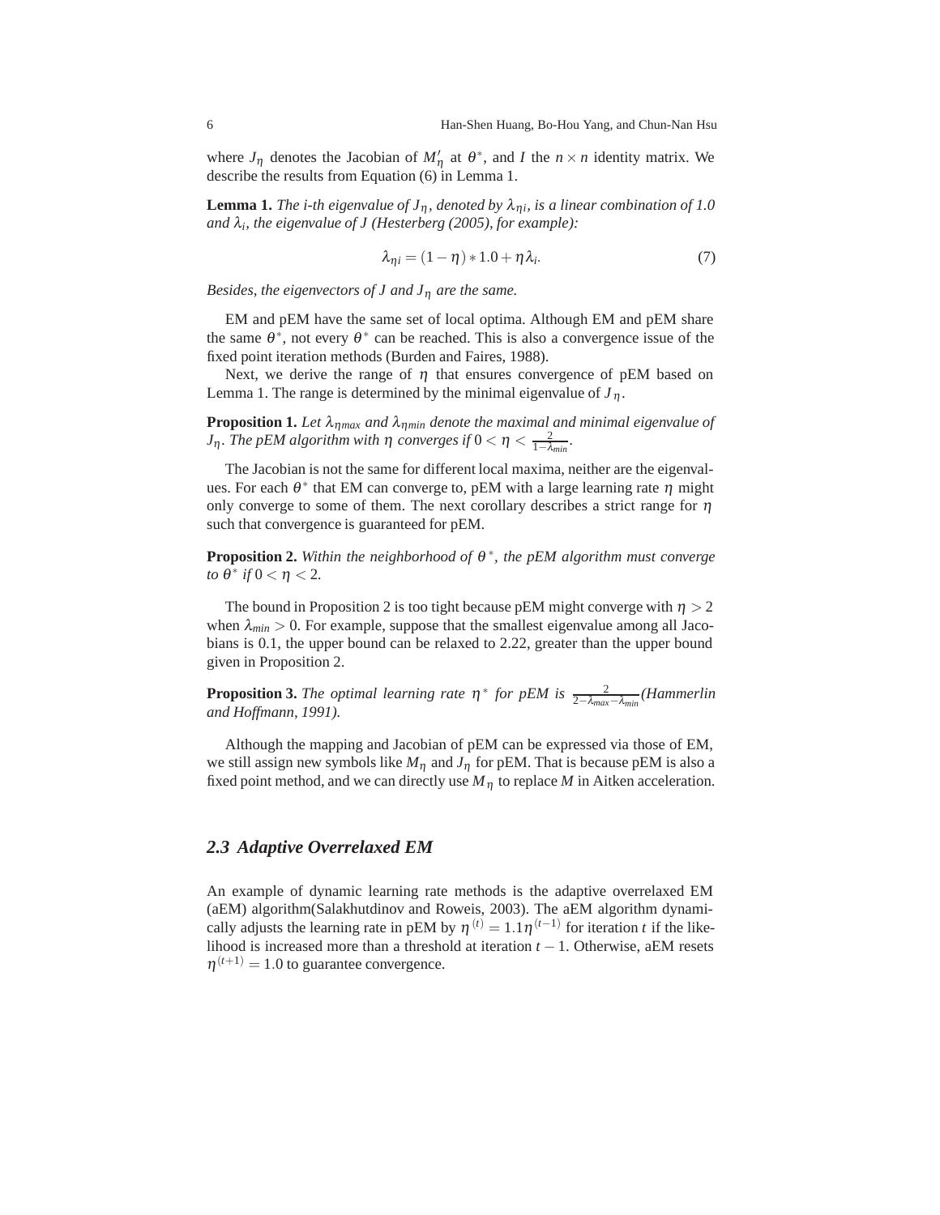where $J_\eta$ denotes the Jacobian of $M'_\eta$ at $\theta^*$, and $I$ the $n \times n$ identity matrix. We describe the results from Equation (6) in Lemma 1.

**Lemma 1.** *The i-th eigenvalue of $J_\eta$, denoted by $\lambda_{\eta i}$, is a linear combination of 1.0 and $\lambda_i$, the eigenvalue of J (Hesterberg (2005), for example):*

$$\lambda_{\eta i} = (1 - \eta) * 1.0 + \eta \lambda_i. \tag{7}$$

*Besides, the eigenvectors of J and $J_\eta$ are the same.*

EM and pEM have the same set of local optima. Although EM and pEM share the same $\theta^*$, not every $\theta^*$ can be reached. This is also a convergence issue of the fixed point iteration methods (Burden and Faires, 1988).

Next, we derive the range of $\eta$ that ensures convergence of pEM based on Lemma 1. The range is determined by the minimal eigenvalue of $J_\eta$.

**Proposition 1.** *Let $\lambda_{\eta max}$ and $\lambda_{\eta min}$ denote the maximal and minimal eigenvalue of $J_\eta$. The pEM algorithm with $\eta$ converges if $0 < \eta < \frac{2}{1-\lambda_{min}}$.*

The Jacobian is not the same for different local maxima, neither are the eigenvalues. For each $\theta^*$ that EM can converge to, pEM with a large learning rate $\eta$ might only converge to some of them. The next corollary describes a strict range for $\eta$ such that convergence is guaranteed for pEM.

**Proposition 2.** *Within the neighborhood of $\theta^*$, the pEM algorithm must converge to $\theta^*$ if $0 < \eta < 2$.*

The bound in Proposition 2 is too tight because pEM might converge with $\eta > 2$ when $\lambda_{min} > 0$. For example, suppose that the smallest eigenvalue among all Jacobians is 0.1, the upper bound can be relaxed to 2.22, greater than the upper bound given in Proposition 2.

**Proposition 3.** *The optimal learning rate $\eta^*$ for pEM is $\frac{2}{2-\lambda_{max}-\lambda_{min}}$(Hammerlin and Hoffmann, 1991).*

Although the mapping and Jacobian of pEM can be expressed via those of EM, we still assign new symbols like $M_\eta$ and $J_\eta$ for pEM. That is because pEM is also a fixed point method, and we can directly use $M_\eta$ to replace $M$ in Aitken acceleration.

## *2.3 Adaptive Overrelaxed EM*

An example of dynamic learning rate methods is the adaptive overrelaxed EM (aEM) algorithm(Salakhutdinov and Roweis, 2003). The aEM algorithm dynamically adjusts the learning rate in pEM by $\eta^{(t)} = 1.1\eta^{(t-1)}$ for iteration $t$ if the likelihood is increased more than a threshold at iteration $t-1$. Otherwise, aEM resets $\eta^{(t+1)} = 1.0$ to guarantee convergence.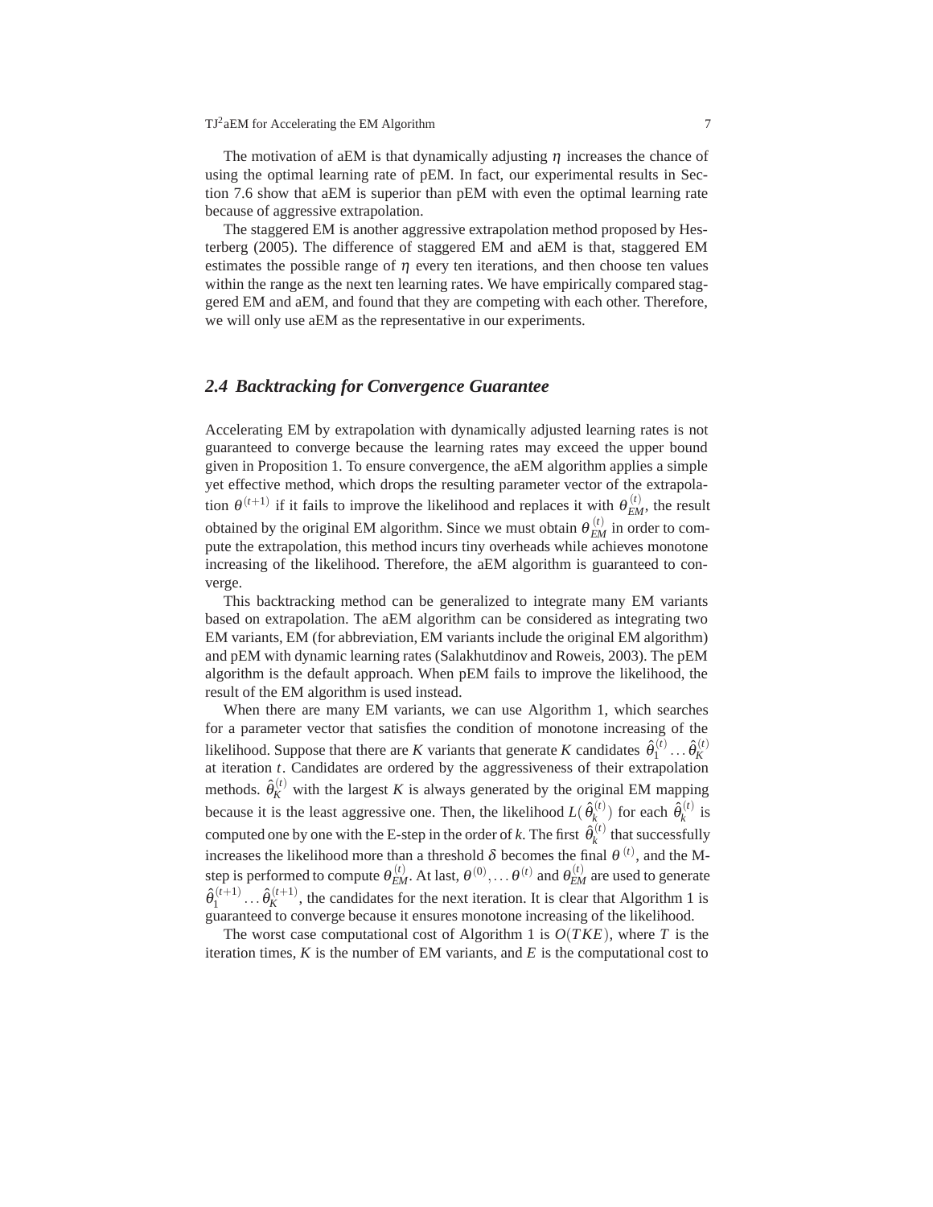The motivation of aEM is that dynamically adjusting $\eta$ increases the chance of using the optimal learning rate of pEM. In fact, our experimental results in Section 7.6 show that aEM is superior than pEM with even the optimal learning rate because of aggressive extrapolation.

The staggered EM is another aggressive extrapolation method proposed by Hesterberg (2005). The difference of staggered EM and aEM is that, staggered EM estimates the possible range of $\eta$ every ten iterations, and then choose ten values within the range as the next ten learning rates. We have empirically compared staggered EM and aEM, and found that they are competing with each other. Therefore, we will only use aEM as the representative in our experiments.

## 2.4 Backtracking for Convergence Guarantee

Accelerating EM by extrapolation with dynamically adjusted learning rates is not guaranteed to converge because the learning rates may exceed the upper bound given in Proposition 1. To ensure convergence, the aEM algorithm applies a simple yet effective method, which drops the resulting parameter vector of the extrapolation $\theta^{(t+1)}$ if it fails to improve the likelihood and replaces it with $\theta_{EM}^{(t)}$, the result obtained by the original EM algorithm. Since we must obtain $\theta_{EM}^{(t)}$ in order to compute the extrapolation, this method incurs tiny overheads while achieves monotone increasing of the likelihood. Therefore, the aEM algorithm is guaranteed to converge.

This backtracking method can be generalized to integrate many EM variants based on extrapolation. The aEM algorithm can be considered as integrating two EM variants, EM (for abbreviation, EM variants include the original EM algorithm) and pEM with dynamic learning rates (Salakhutdinov and Roweis, 2003). The pEM algorithm is the default approach. When pEM fails to improve the likelihood, the result of the EM algorithm is used instead.

When there are many EM variants, we can use Algorithm 1, which searches for a parameter vector that satisfies the condition of monotone increasing of the likelihood. Suppose that there are $K$ variants that generate $K$ candidates $\hat{\theta}_1^{(t)} \dots \hat{\theta}_K^{(t)}$ at iteration $t$. Candidates are ordered by the aggressiveness of their extrapolation methods. $\hat{\theta}_K^{(t)}$ with the largest $K$ is always generated by the original EM mapping because it is the least aggressive one. Then, the likelihood $L(\hat{\theta}_k^{(t)})$ for each $\hat{\theta}_k^{(t)}$ is computed one by one with the E-step in the order of $k$. The first $\hat{\theta}_k^{(t)}$ that successfully increases the likelihood more than a threshold $\delta$ becomes the final $\theta^{(t)}$, and the M-step is performed to compute $\theta_{EM}^{(t)}$. At last, $\theta^{(0)}, \dots \theta^{(t)}$ and $\theta_{EM}^{(t)}$ are used to generate $\hat{\theta}_1^{(t+1)} \dots \hat{\theta}_K^{(t+1)}$, the candidates for the next iteration. It is clear that Algorithm 1 is guaranteed to converge because it ensures monotone increasing of the likelihood.

The worst case computational cost of Algorithm 1 is $O(TKE)$, where $T$ is the iteration times, $K$ is the number of EM variants, and $E$ is the computational cost to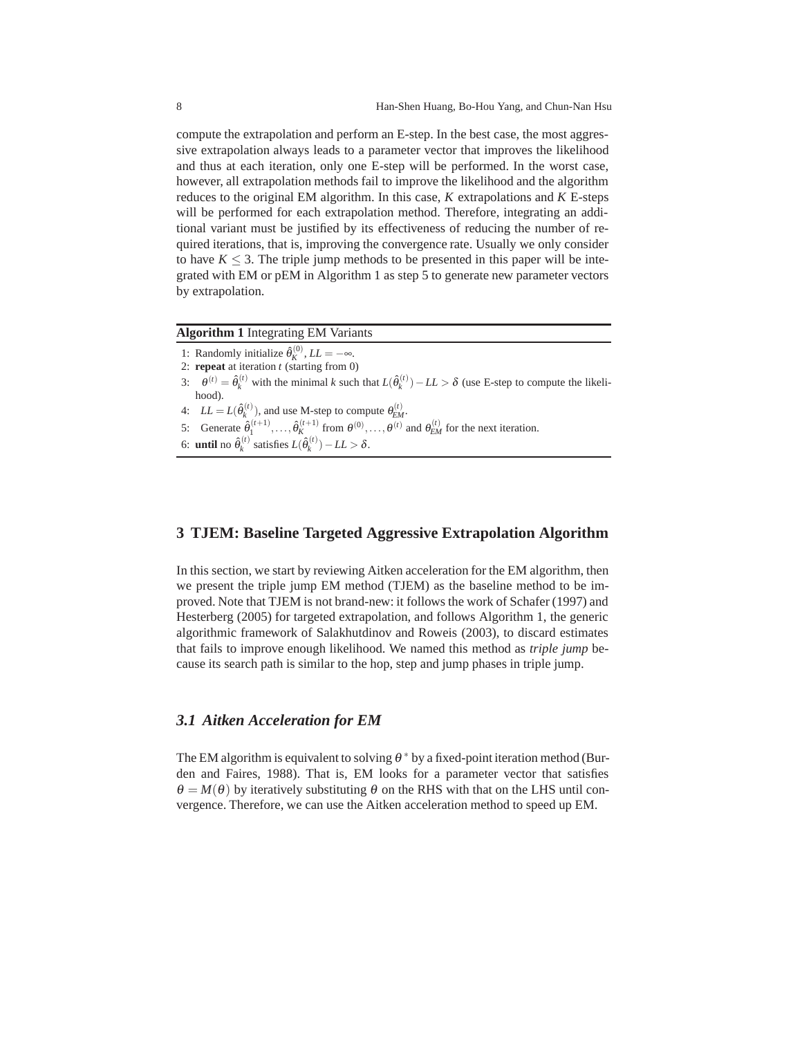compute the extrapolation and perform an E-step. In the best case, the most aggressive extrapolation always leads to a parameter vector that improves the likelihood and thus at each iteration, only one E-step will be performed. In the worst case, however, all extrapolation methods fail to improve the likelihood and the algorithm reduces to the original EM algorithm. In this case, $K$ extrapolations and $K$ E-steps will be performed for each extrapolation method. Therefore, integrating an additional variant must be justified by its effectiveness of reducing the number of required iterations, that is, improving the convergence rate. Usually we only consider to have $K \leq 3$. The triple jump methods to be presented in this paper will be integrated with EM or pEM in Algorithm 1 as step 5 to generate new parameter vectors by extrapolation.

**Algorithm 1** Integrating EM Variants

1: Randomly initialize $\hat{\theta}_K^{(0)}, LL = -\infty$.
2: **repeat** at iteration $t$ (starting from 0)
3: $\quad\theta^{(t)} = \hat{\theta}_k^{(t)}$ with the minimal $k$ such that $L(\hat{\theta}_k^{(t)}) - LL > \delta$ (use E-step to compute the likelihood).
4: $\quad LL = L(\hat{\theta}_k^{(t)})$, and use M-step to compute $\theta_{EM}^{(t)}$.
5: $\quad$Generate $\hat{\theta}_1^{(t+1)}, \ldots, \hat{\theta}_K^{(t+1)}$ from $\theta^{(0)}, \ldots, \theta^{(t)}$ and $\theta_{EM}^{(t)}$ for the next iteration.
6: **until** no $\hat{\theta}_k^{(t)}$ satisfies $L(\hat{\theta}_k^{(t)}) - LL > \delta$.

## 3 TJEM: Baseline Targeted Aggressive Extrapolation Algorithm

In this section, we start by reviewing Aitken acceleration for the EM algorithm, then we present the triple jump EM method (TJEM) as the baseline method to be improved. Note that TJEM is not brand-new: it follows the work of Schafer (1997) and Hesterberg (2005) for targeted extrapolation, and follows Algorithm 1, the generic algorithmic framework of Salakhutdinov and Roweis (2003), to discard estimates that fails to improve enough likelihood. We named this method as *triple jump* because its search path is similar to the hop, step and jump phases in triple jump.

### *3.1 Aitken Acceleration for EM*

The EM algorithm is equivalent to solving $\theta^*$ by a fixed-point iteration method (Burden and Faires, 1988). That is, EM looks for a parameter vector that satisfies $\theta = M(\theta)$ by iteratively substituting $\theta$ on the RHS with that on the LHS until convergence. Therefore, we can use the Aitken acceleration method to speed up EM.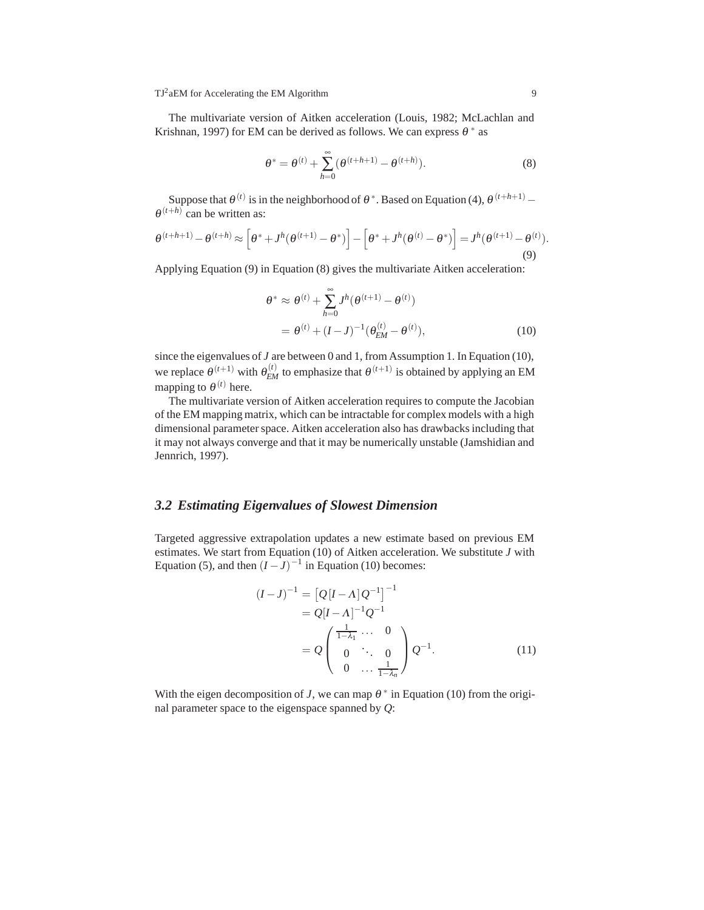The multivariate version of Aitken acceleration (Louis, 1982; McLachlan and Krishnan, 1997) for EM can be derived as follows. We can express $\theta^*$ as

$$\theta^* = \theta^{(t)} + \sum_{h=0}^{\infty} (\theta^{(t+h+1)} - \theta^{(t+h)}). \tag{8}$$

Suppose that $\theta^{(t)}$ is in the neighborhood of $\theta^*$. Based on Equation (4), $\theta^{(t+h+1)} - \theta^{(t+h)}$ can be written as:

$$\theta^{(t+h+1)} - \theta^{(t+h)} \approx \left[\theta^* + J^h(\theta^{(t+1)} - \theta^*)\right] - \left[\theta^* + J^h(\theta^{(t)} - \theta^*)\right] = J^h(\theta^{(t+1)} - \theta^{(t)}). \tag{9}$$

Applying Equation (9) in Equation (8) gives the multivariate Aitken acceleration:

$$\begin{aligned} \theta^* &\approx \theta^{(t)} + \sum_{h=0}^{\infty} J^h(\theta^{(t+1)} - \theta^{(t)}) \\ &= \theta^{(t)} + (I-J)^{-1}(\theta_{EM}^{(t)} - \theta^{(t)}), \end{aligned} \tag{10}$$

since the eigenvalues of $J$ are between 0 and 1, from Assumption 1. In Equation (10), we replace $\theta^{(t+1)}$ with $\theta_{EM}^{(t)}$ to emphasize that $\theta^{(t+1)}$ is obtained by applying an EM mapping to $\theta^{(t)}$ here.

The multivariate version of Aitken acceleration requires to compute the Jacobian of the EM mapping matrix, which can be intractable for complex models with a high dimensional parameter space. Aitken acceleration also has drawbacks including that it may not always converge and that it may be numerically unstable (Jamshidian and Jennrich, 1997).

### *3.2 Estimating Eigenvalues of Slowest Dimension*

Targeted aggressive extrapolation updates a new estimate based on previous EM estimates. We start from Equation (10) of Aitken acceleration. We substitute $J$ with Equation (5), and then $(I-J)^{-1}$ in Equation (10) becomes:

$$\begin{aligned} (I-J)^{-1} &= \left[Q\,[I-\Lambda]\,Q^{-1}\right]^{-1} \\ &= Q[I-\Lambda]^{-1}Q^{-1} \\ &= Q \begin{pmatrix} \frac{1}{1-\lambda_1} & \cdots & 0 \\ 0 & \ddots & 0 \\ 0 & \cdots & \frac{1}{1-\lambda_n} \end{pmatrix} Q^{-1}. \end{aligned} \tag{11}$$

With the eigen decomposition of $J$, we can map $\theta^*$ in Equation (10) from the original parameter space to the eigenspace spanned by $Q$: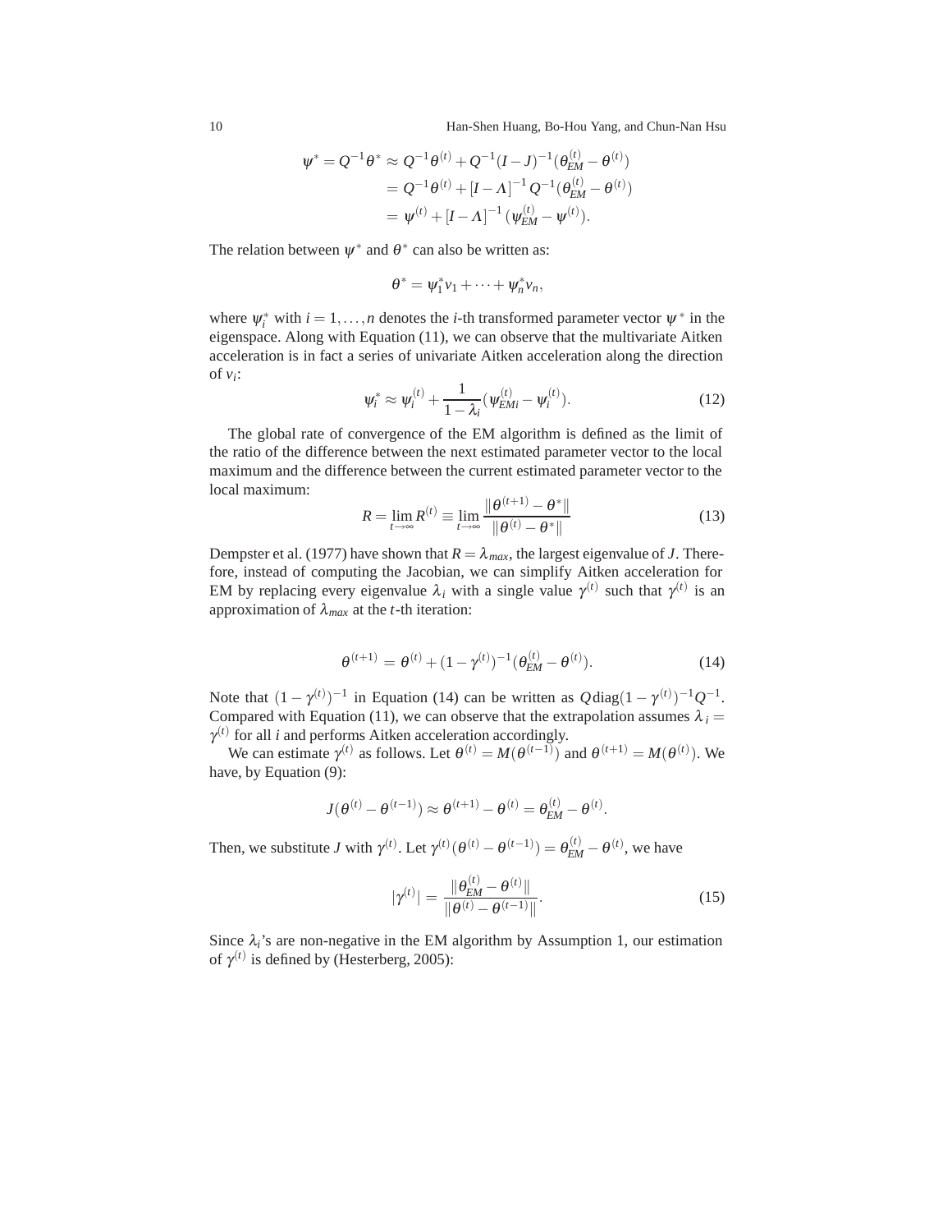$$
\begin{aligned}
\psi^* = Q^{-1}\theta^* &\approx Q^{-1}\theta^{(t)} + Q^{-1}(I-J)^{-1}(\theta_{EM}^{(t)} - \theta^{(t)}) \\
&= Q^{-1}\theta^{(t)} + [I-\Lambda]^{-1} Q^{-1}(\theta_{EM}^{(t)} - \theta^{(t)}) \\
&= \psi^{(t)} + [I-\Lambda]^{-1}(\psi_{EM}^{(t)} - \psi^{(t)}).
\end{aligned}
$$

The relation between $\psi^*$ and $\theta^*$ can also be written as:

$$
\theta^* = \psi_1^* v_1 + \cdots + \psi_n^* v_n,
$$

where $\psi_i^*$ with $i = 1, \ldots, n$ denotes the $i$-th transformed parameter vector $\psi^*$ in the eigenspace. Along with Equation (11), we can observe that the multivariate Aitken acceleration is in fact a series of univariate Aitken acceleration along the direction of $v_i$:

$$
\psi_i^* \approx \psi_i^{(t)} + \frac{1}{1-\lambda_i}(\psi_{EMi}^{(t)} - \psi_i^{(t)}). \tag{12}
$$

The global rate of convergence of the EM algorithm is defined as the limit of the ratio of the difference between the next estimated parameter vector to the local maximum and the difference between the current estimated parameter vector to the local maximum:

$$
R = \lim_{t \to \infty} R^{(t)} \equiv \lim_{t \to \infty} \frac{\|\theta^{(t+1)} - \theta^*\|}{\|\theta^{(t)} - \theta^*\|} \tag{13}
$$

Dempster et al. (1977) have shown that $R = \lambda_{max}$, the largest eigenvalue of $J$. Therefore, instead of computing the Jacobian, we can simplify Aitken acceleration for EM by replacing every eigenvalue $\lambda_i$ with a single value $\gamma^{(t)}$ such that $\gamma^{(t)}$ is an approximation of $\lambda_{max}$ at the $t$-th iteration:

$$
\theta^{(t+1)} = \theta^{(t)} + (1-\gamma^{(t)})^{-1}(\theta_{EM}^{(t)} - \theta^{(t)}). \tag{14}
$$

Note that $(1-\gamma^{(t)})^{-1}$ in Equation (14) can be written as $Q\,\text{diag}(1-\gamma^{(t)})^{-1}Q^{-1}$. Compared with Equation (11), we can observe that the extrapolation assumes $\lambda_i = \gamma^{(t)}$ for all $i$ and performs Aitken acceleration accordingly.

We can estimate $\gamma^{(t)}$ as follows. Let $\theta^{(t)} = M(\theta^{(t-1)})$ and $\theta^{(t+1)} = M(\theta^{(t)})$. We have, by Equation (9):

$$
J(\theta^{(t)} - \theta^{(t-1)}) \approx \theta^{(t+1)} - \theta^{(t)} = \theta_{EM}^{(t)} - \theta^{(t)}.
$$

Then, we substitute $J$ with $\gamma^{(t)}$. Let $\gamma^{(t)}(\theta^{(t)} - \theta^{(t-1)}) = \theta_{EM}^{(t)} - \theta^{(t)}$, we have

$$
|\gamma^{(t)}| = \frac{\|\theta_{EM}^{(t)} - \theta^{(t)}\|}{\|\theta^{(t)} - \theta^{(t-1)}\|}. \tag{15}
$$

Since $\lambda_i$'s are non-negative in the EM algorithm by Assumption 1, our estimation of $\gamma^{(t)}$ is defined by (Hesterberg, 2005):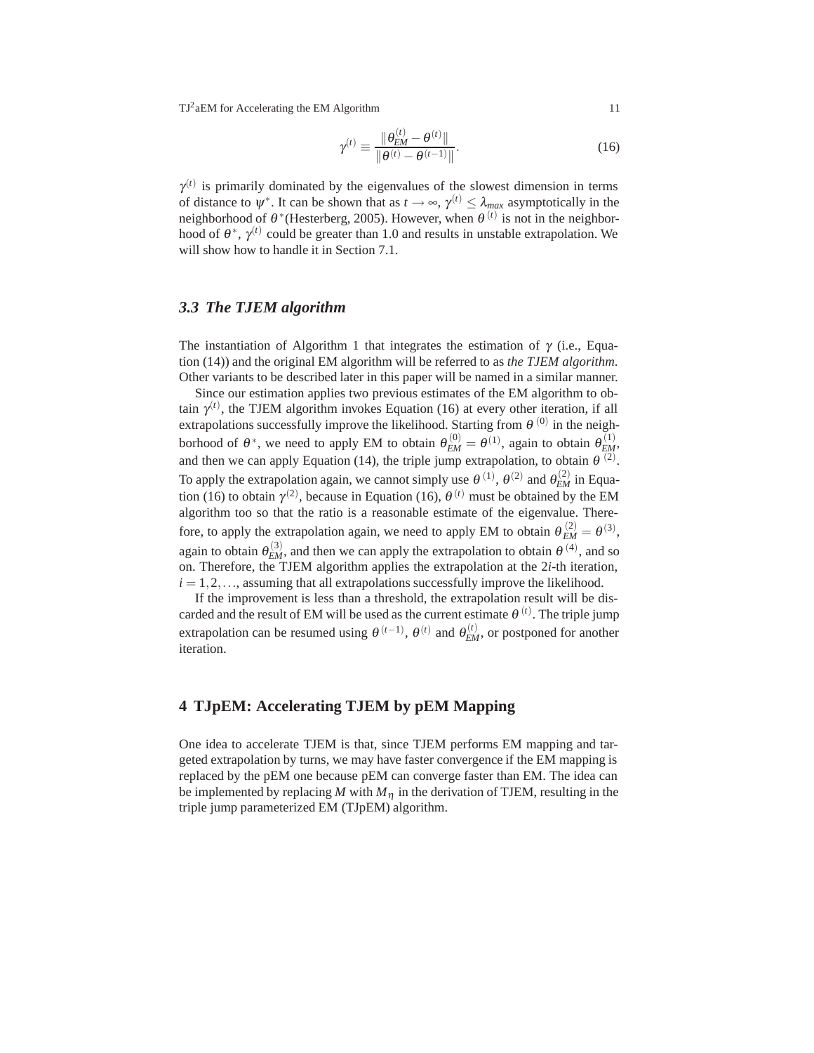$$\gamma^{(t)} \equiv \frac{\|\theta_{EM}^{(t)} - \theta^{(t)}\|}{\|\theta^{(t)} - \theta^{(t-1)}\|}. \tag{16}$$

$\gamma^{(t)}$ is primarily dominated by the eigenvalues of the slowest dimension in terms of distance to $\psi^*$. It can be shown that as $t \to \infty$, $\gamma^{(t)} \leq \lambda_{max}$ asymptotically in the neighborhood of $\theta^*$(Hesterberg, 2005). However, when $\theta^{(t)}$ is not in the neighborhood of $\theta^*$, $\gamma^{(t)}$ could be greater than 1.0 and results in unstable extrapolation. We will show how to handle it in Section 7.1.

### 3.3 The TJEM algorithm

The instantiation of Algorithm 1 that integrates the estimation of $\gamma$ (i.e., Equation (14)) and the original EM algorithm will be referred to as *the TJEM algorithm*. Other variants to be described later in this paper will be named in a similar manner.

Since our estimation applies two previous estimates of the EM algorithm to obtain $\gamma^{(t)}$, the TJEM algorithm invokes Equation (16) at every other iteration, if all extrapolations successfully improve the likelihood. Starting from $\theta^{(0)}$ in the neighborhood of $\theta^*$, we need to apply EM to obtain $\theta_{EM}^{(0)} = \theta^{(1)}$, again to obtain $\theta_{EM}^{(1)}$, and then we can apply Equation (14), the triple jump extrapolation, to obtain $\theta^{(2)}$. To apply the extrapolation again, we cannot simply use $\theta^{(1)}$, $\theta^{(2)}$ and $\theta_{EM}^{(2)}$ in Equation (16) to obtain $\gamma^{(2)}$, because in Equation (16), $\theta^{(t)}$ must be obtained by the EM algorithm too so that the ratio is a reasonable estimate of the eigenvalue. Therefore, to apply the extrapolation again, we need to apply EM to obtain $\theta_{EM}^{(2)} = \theta^{(3)}$, again to obtain $\theta_{EM}^{(3)}$, and then we can apply the extrapolation to obtain $\theta^{(4)}$, and so on. Therefore, the TJEM algorithm applies the extrapolation at the $2i$-th iteration, $i = 1, 2, \ldots$, assuming that all extrapolations successfully improve the likelihood.

If the improvement is less than a threshold, the extrapolation result will be discarded and the result of EM will be used as the current estimate $\theta^{(t)}$. The triple jump extrapolation can be resumed using $\theta^{(t-1)}$, $\theta^{(t)}$ and $\theta_{EM}^{(t)}$, or postponed for another iteration.

## 4 TJpEM: Accelerating TJEM by pEM Mapping

One idea to accelerate TJEM is that, since TJEM performs EM mapping and targeted extrapolation by turns, we may have faster convergence if the EM mapping is replaced by the pEM one because pEM can converge faster than EM. The idea can be implemented by replacing $M$ with $M_\eta$ in the derivation of TJEM, resulting in the triple jump parameterized EM (TJpEM) algorithm.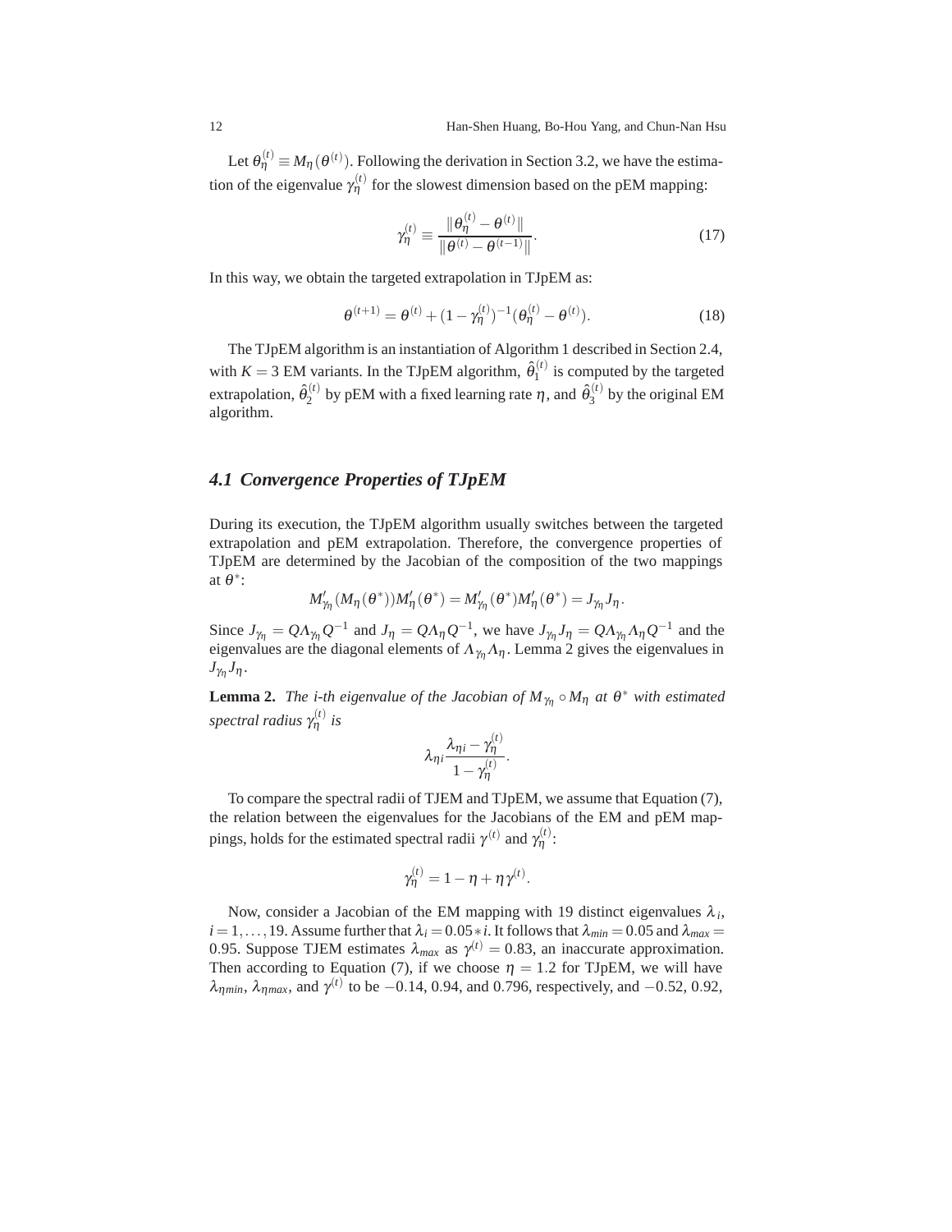Let $\theta_\eta^{(t)} \equiv M_\eta(\theta^{(t)})$. Following the derivation in Section 3.2, we have the estimation of the eigenvalue $\gamma_\eta^{(t)}$ for the slowest dimension based on the pEM mapping:

$$\gamma_\eta^{(t)} \equiv \frac{\|\theta_\eta^{(t)} - \theta^{(t)}\|}{\|\theta^{(t)} - \theta^{(t-1)}\|}. \tag{17}$$

In this way, we obtain the targeted extrapolation in TJpEM as:

$$\theta^{(t+1)} = \theta^{(t)} + (1 - \gamma_\eta^{(t)})^{-1}(\theta_\eta^{(t)} - \theta^{(t)}). \tag{18}$$

The TJpEM algorithm is an instantiation of Algorithm 1 described in Section 2.4, with $K = 3$ EM variants. In the TJpEM algorithm, $\hat{\theta}_1^{(t)}$ is computed by the targeted extrapolation, $\hat{\theta}_2^{(t)}$ by pEM with a fixed learning rate $\eta$, and $\hat{\theta}_3^{(t)}$ by the original EM algorithm.

### 4.1 Convergence Properties of TJpEM

During its execution, the TJpEM algorithm usually switches between the targeted extrapolation and pEM extrapolation. Therefore, the convergence properties of TJpEM are determined by the Jacobian of the composition of the two mappings at $\theta^*$:

$$M'_{\gamma_\eta}(M_\eta(\theta^*))M'_\eta(\theta^*) = M'_{\gamma_\eta}(\theta^*)M'_\eta(\theta^*) = J_{\gamma_\eta}J_\eta.$$

Since $J_{\gamma_\eta} = Q\Lambda_{\gamma_\eta}Q^{-1}$ and $J_\eta = Q\Lambda_\eta Q^{-1}$, we have $J_{\gamma_\eta}J_\eta = Q\Lambda_{\gamma_\eta}\Lambda_\eta Q^{-1}$ and the eigenvalues are the diagonal elements of $\Lambda_{\gamma_\eta}\Lambda_\eta$. Lemma 2 gives the eigenvalues in $J_{\gamma_\eta}J_\eta$.

**Lemma 2.** *The i-th eigenvalue of the Jacobian of $M_{\gamma_\eta} \circ M_\eta$ at $\theta^*$ with estimated spectral radius $\gamma_\eta^{(t)}$ is*

$$\lambda_{\eta i}\frac{\lambda_{\eta i} - \gamma_\eta^{(t)}}{1 - \gamma_\eta^{(t)}}.$$

To compare the spectral radii of TJEM and TJpEM, we assume that Equation (7), the relation between the eigenvalues for the Jacobians of the EM and pEM mappings, holds for the estimated spectral radii $\gamma^{(t)}$ and $\gamma_\eta^{(t)}$:

$$\gamma_\eta^{(t)} = 1 - \eta + \eta\gamma^{(t)}.$$

Now, consider a Jacobian of the EM mapping with 19 distinct eigenvalues $\lambda_i$, $i = 1, \ldots, 19$. Assume further that $\lambda_i = 0.05 * i$. It follows that $\lambda_{min} = 0.05$ and $\lambda_{max} = 0.95$. Suppose TJEM estimates $\lambda_{max}$ as $\gamma^{(t)} = 0.83$, an inaccurate approximation. Then according to Equation (7), if we choose $\eta = 1.2$ for TJpEM, we will have $\lambda_{\eta min}$, $\lambda_{\eta max}$, and $\gamma^{(t)}$ to be $-0.14$, $0.94$, and $0.796$, respectively, and $-0.52$, $0.92$,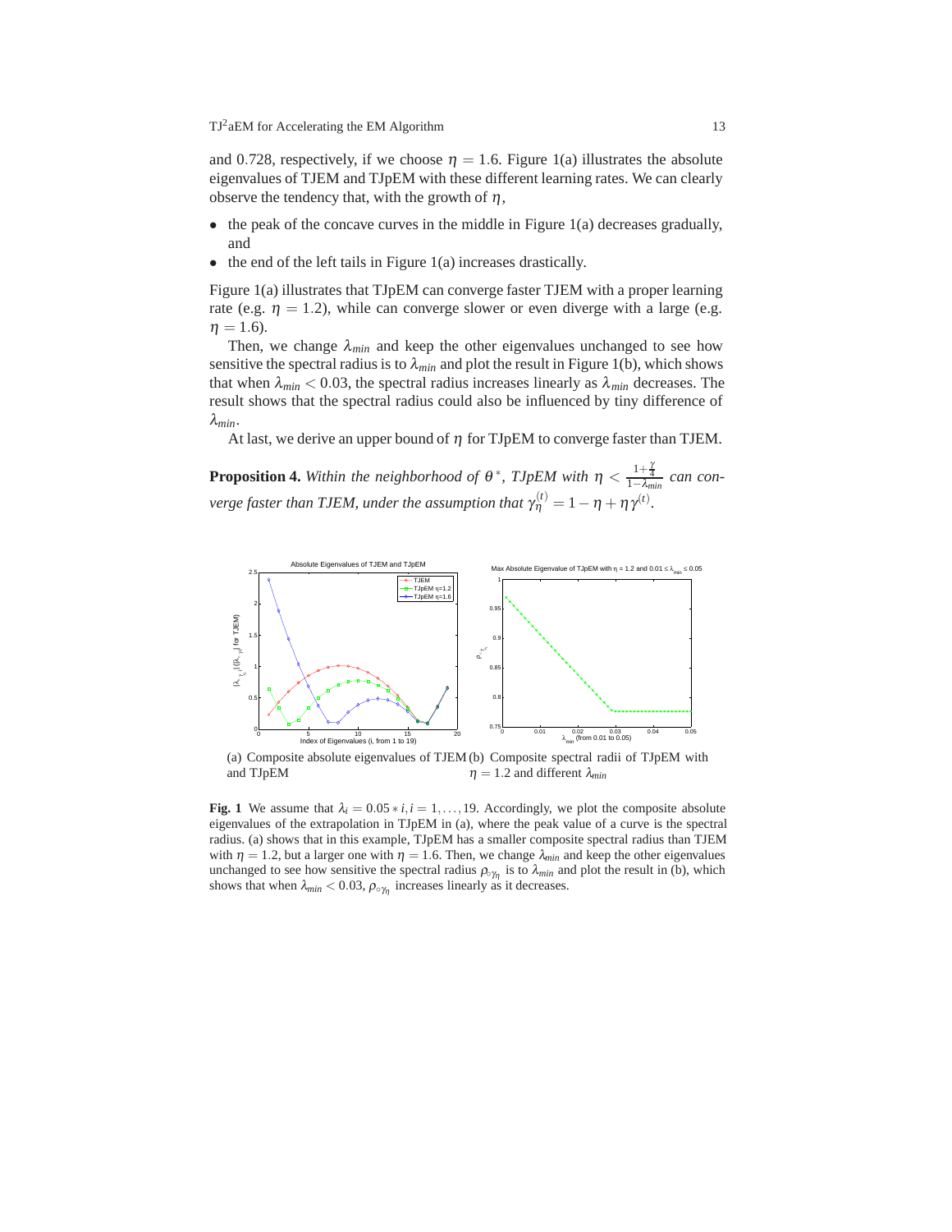and 0.728, respectively, if we choose $\eta = 1.6$. Figure 1(a) illustrates the absolute eigenvalues of TJEM and TJpEM with these different learning rates. We can clearly observe the tendency that, with the growth of $\eta$,

- the peak of the concave curves in the middle in Figure 1(a) decreases gradually, and
- the end of the left tails in Figure 1(a) increases drastically.

Figure 1(a) illustrates that TJpEM can converge faster TJEM with a proper learning rate (e.g. $\eta = 1.2$), while can converge slower or even diverge with a large (e.g. $\eta = 1.6$).

Then, we change $\lambda_{min}$ and keep the other eigenvalues unchanged to see how sensitive the spectral radius is to $\lambda_{min}$ and plot the result in Figure 1(b), which shows that when $\lambda_{min} < 0.03$, the spectral radius increases linearly as $\lambda_{min}$ decreases. The result shows that the spectral radius could also be influenced by tiny difference of $\lambda_{min}$.

At last, we derive an upper bound of $\eta$ for TJpEM to converge faster than TJEM.

**Proposition 4.** *Within the neighborhood of $\theta^*$, TJpEM with $\eta < \frac{1+\frac{\gamma}{4}}{1-\lambda_{min}}$ can converge faster than TJEM, under the assumption that $\gamma_\eta^{(t)} = 1 - \eta + \eta\gamma^{(t)}$.*

(a) Composite absolute eigenvalues of TJEM and TJpEM

(b) Composite spectral radii of TJpEM with $\eta = 1.2$ and different $\lambda_{min}$

**Fig. 1** We assume that $\lambda_i = 0.05 * i, i = 1, \ldots, 19$. Accordingly, we plot the composite absolute eigenvalues of the extrapolation in TJpEM in (a), where the peak value of a curve is the spectral radius. (a) shows that in this example, TJpEM has a smaller composite spectral radius than TJEM with $\eta = 1.2$, but a larger one with $\eta = 1.6$. Then, we change $\lambda_{min}$ and keep the other eigenvalues unchanged to see how sensitive the spectral radius $\rho_{\circ\gamma_\eta}$ is to $\lambda_{min}$ and plot the result in (b), which shows that when $\lambda_{min} < 0.03$, $\rho_{\circ\gamma_\eta}$ increases linearly as it decreases.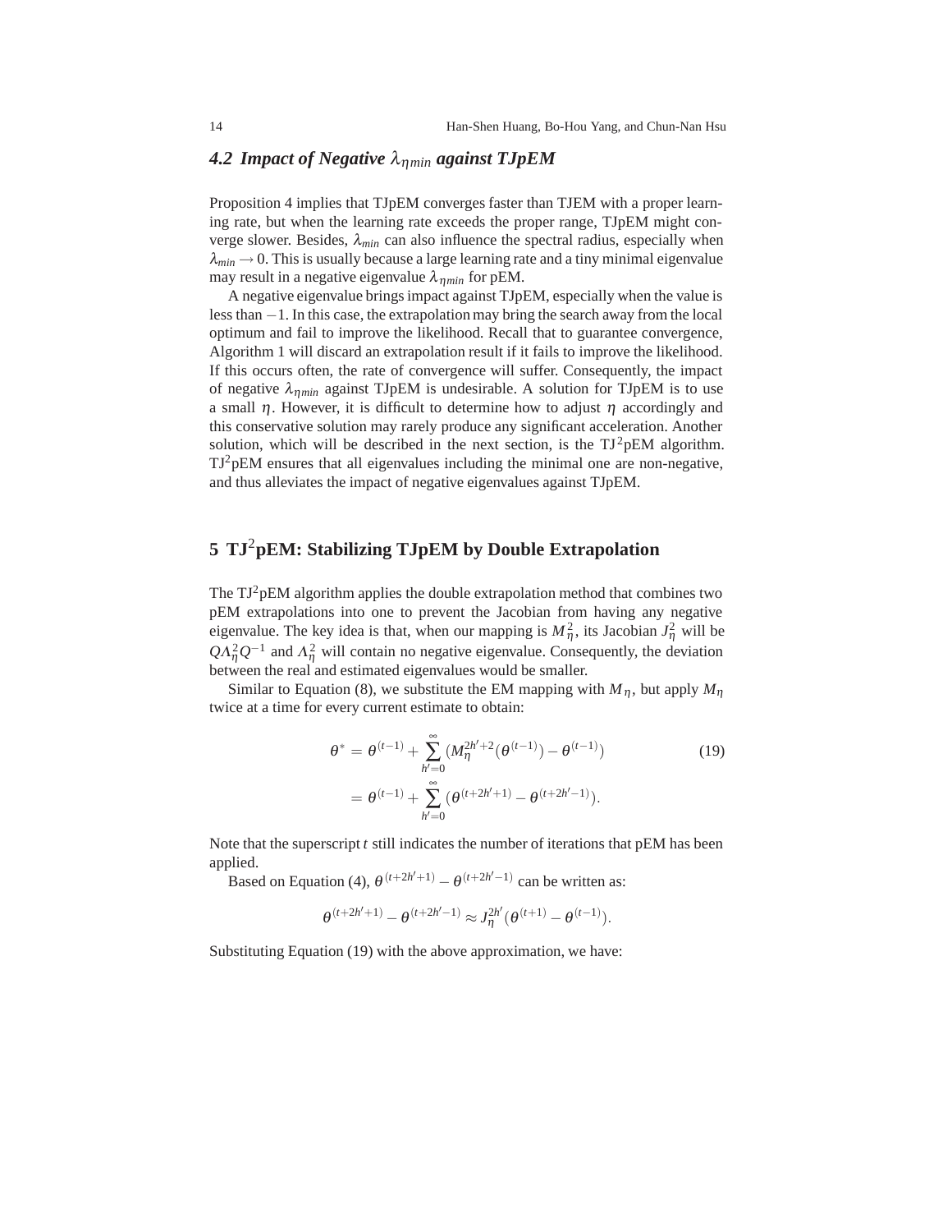### 4.2 Impact of Negative $\lambda_{\eta min}$ against TJpEM

Proposition 4 implies that TJpEM converges faster than TJEM with a proper learning rate, but when the learning rate exceeds the proper range, TJpEM might converge slower. Besides, $\lambda_{min}$ can also influence the spectral radius, especially when $\lambda_{min} \to 0$. This is usually because a large learning rate and a tiny minimal eigenvalue may result in a negative eigenvalue $\lambda_{\eta min}$ for pEM.

A negative eigenvalue brings impact against TJpEM, especially when the value is less than $-1$. In this case, the extrapolation may bring the search away from the local optimum and fail to improve the likelihood. Recall that to guarantee convergence, Algorithm 1 will discard an extrapolation result if it fails to improve the likelihood. If this occurs often, the rate of convergence will suffer. Consequently, the impact of negative $\lambda_{\eta min}$ against TJpEM is undesirable. A solution for TJpEM is to use a small $\eta$. However, it is difficult to determine how to adjust $\eta$ accordingly and this conservative solution may rarely produce any significant acceleration. Another solution, which will be described in the next section, is the TJ$^2$pEM algorithm. TJ$^2$pEM ensures that all eigenvalues including the minimal one are non-negative, and thus alleviates the impact of negative eigenvalues against TJpEM.

## 5 TJ$^2$pEM: Stabilizing TJpEM by Double Extrapolation

The TJ$^2$pEM algorithm applies the double extrapolation method that combines two pEM extrapolations into one to prevent the Jacobian from having any negative eigenvalue. The key idea is that, when our mapping is $M_\eta^2$, its Jacobian $J_\eta^2$ will be $Q\Lambda_\eta^2 Q^{-1}$ and $\Lambda_\eta^2$ will contain no negative eigenvalue. Consequently, the deviation between the real and estimated eigenvalues would be smaller.

Similar to Equation (8), we substitute the EM mapping with $M_\eta$, but apply $M_\eta$ twice at a time for every current estimate to obtain:

$$
\begin{aligned}
\theta^* &= \theta^{(t-1)} + \sum_{h'=0}^{\infty} \left(M_\eta^{2h'+2}(\theta^{(t-1)}) - \theta^{(t-1)}\right) \\
&= \theta^{(t-1)} + \sum_{h'=0}^{\infty} \left(\theta^{(t+2h'+1)} - \theta^{(t+2h'-1)}\right).
\end{aligned}
\tag{19}
$$

Note that the superscript $t$ still indicates the number of iterations that pEM has been applied.

Based on Equation (4), $\theta^{(t+2h'+1)} - \theta^{(t+2h'-1)}$ can be written as:

$$
\theta^{(t+2h'+1)} - \theta^{(t+2h'-1)} \approx J_\eta^{2h'}(\theta^{(t+1)} - \theta^{(t-1)}).
$$

Substituting Equation (19) with the above approximation, we have: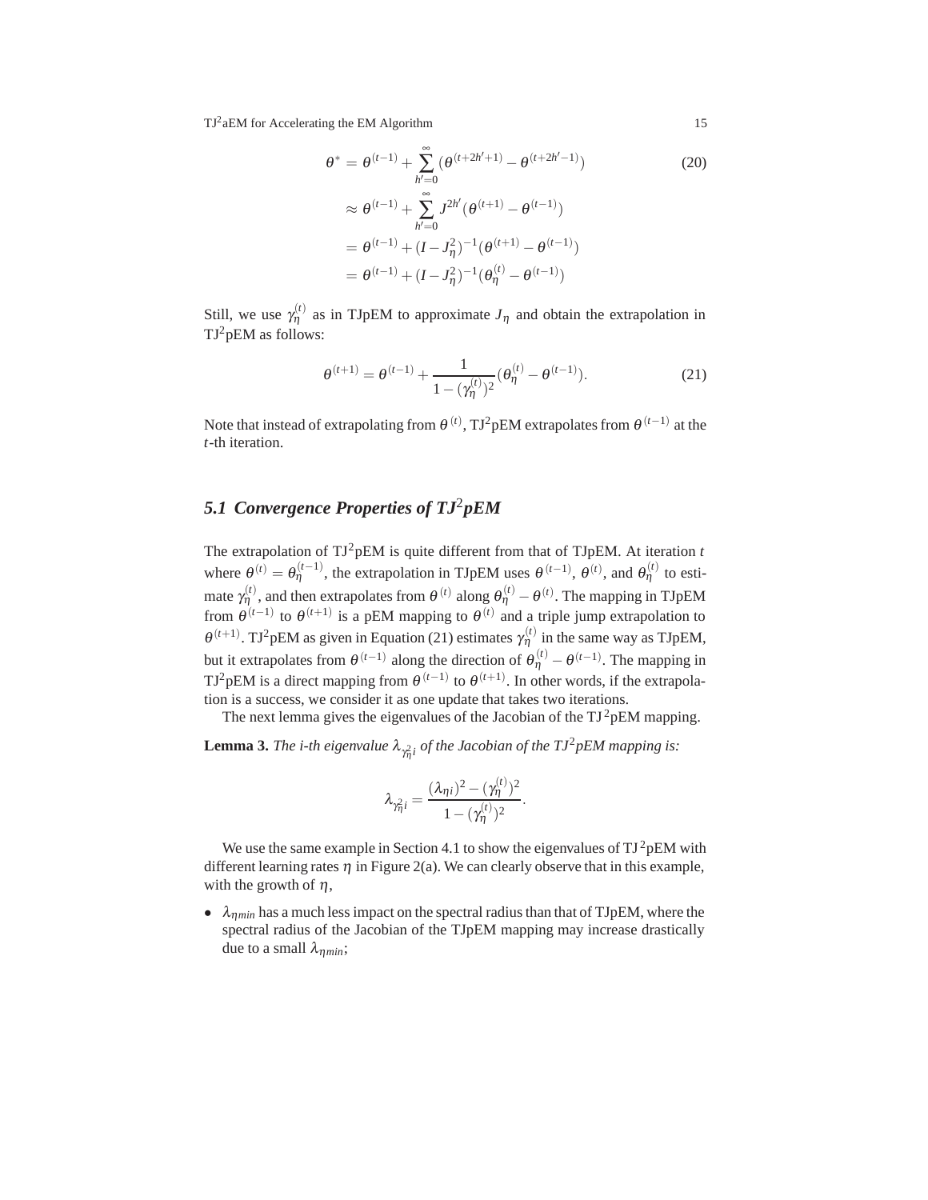$$
\begin{aligned}
\theta^* &= \theta^{(t-1)} + \sum_{h'=0}^{\infty} (\theta^{(t+2h'+1)} - \theta^{(t+2h'-1)}) \\
&\approx \theta^{(t-1)} + \sum_{h'=0}^{\infty} J^{2h'} (\theta^{(t+1)} - \theta^{(t-1)}) \\
&= \theta^{(t-1)} + (I - J_\eta^2)^{-1} (\theta^{(t+1)} - \theta^{(t-1)}) \\
&= \theta^{(t-1)} + (I - J_\eta^2)^{-1} (\theta_\eta^{(t)} - \theta^{(t-1)})
\end{aligned} \tag{20}
$$

Still, we use $\gamma_\eta^{(t)}$ as in TJpEM to approximate $J_\eta$ and obtain the extrapolation in TJ$^2$pEM as follows:

$$
\theta^{(t+1)} = \theta^{(t-1)} + \frac{1}{1 - (\gamma_\eta^{(t)})^2} (\theta_\eta^{(t)} - \theta^{(t-1)}). \tag{21}
$$

Note that instead of extrapolating from $\theta^{(t)}$, TJ$^2$pEM extrapolates from $\theta^{(t-1)}$ at the $t$-th iteration.

## 5.1 Convergence Properties of TJ$^2$pEM

The extrapolation of TJ$^2$pEM is quite different from that of TJpEM. At iteration $t$ where $\theta^{(t)} = \theta_\eta^{(t-1)}$, the extrapolation in TJpEM uses $\theta^{(t-1)}$, $\theta^{(t)}$, and $\theta_\eta^{(t)}$ to estimate $\gamma_\eta^{(t)}$, and then extrapolates from $\theta^{(t)}$ along $\theta_\eta^{(t)} - \theta^{(t)}$. The mapping in TJpEM from $\theta^{(t-1)}$ to $\theta^{(t+1)}$ is a pEM mapping to $\theta^{(t)}$ and a triple jump extrapolation to $\theta^{(t+1)}$. TJ$^2$pEM as given in Equation (21) estimates $\gamma_\eta^{(t)}$ in the same way as TJpEM, but it extrapolates from $\theta^{(t-1)}$ along the direction of $\theta_\eta^{(t)} - \theta^{(t-1)}$. The mapping in TJ$^2$pEM is a direct mapping from $\theta^{(t-1)}$ to $\theta^{(t+1)}$. In other words, if the extrapolation is a success, we consider it as one update that takes two iterations.

The next lemma gives the eigenvalues of the Jacobian of the TJ$^2$pEM mapping.

**Lemma 3.** *The i-th eigenvalue $\lambda_{\gamma_\eta^2 i}$ of the Jacobian of the TJ$^2$pEM mapping is:*

$$
\lambda_{\gamma_\eta^2 i} = \frac{(\lambda_{\eta i})^2 - (\gamma_\eta^{(t)})^2}{1 - (\gamma_\eta^{(t)})^2}.
$$

We use the same example in Section 4.1 to show the eigenvalues of TJ$^2$pEM with different learning rates $\eta$ in Figure 2(a). We can clearly observe that in this example, with the growth of $\eta$,

- $\lambda_{\eta min}$ has a much less impact on the spectral radius than that of TJpEM, where the spectral radius of the Jacobian of the TJpEM mapping may increase drastically due to a small $\lambda_{\eta min}$;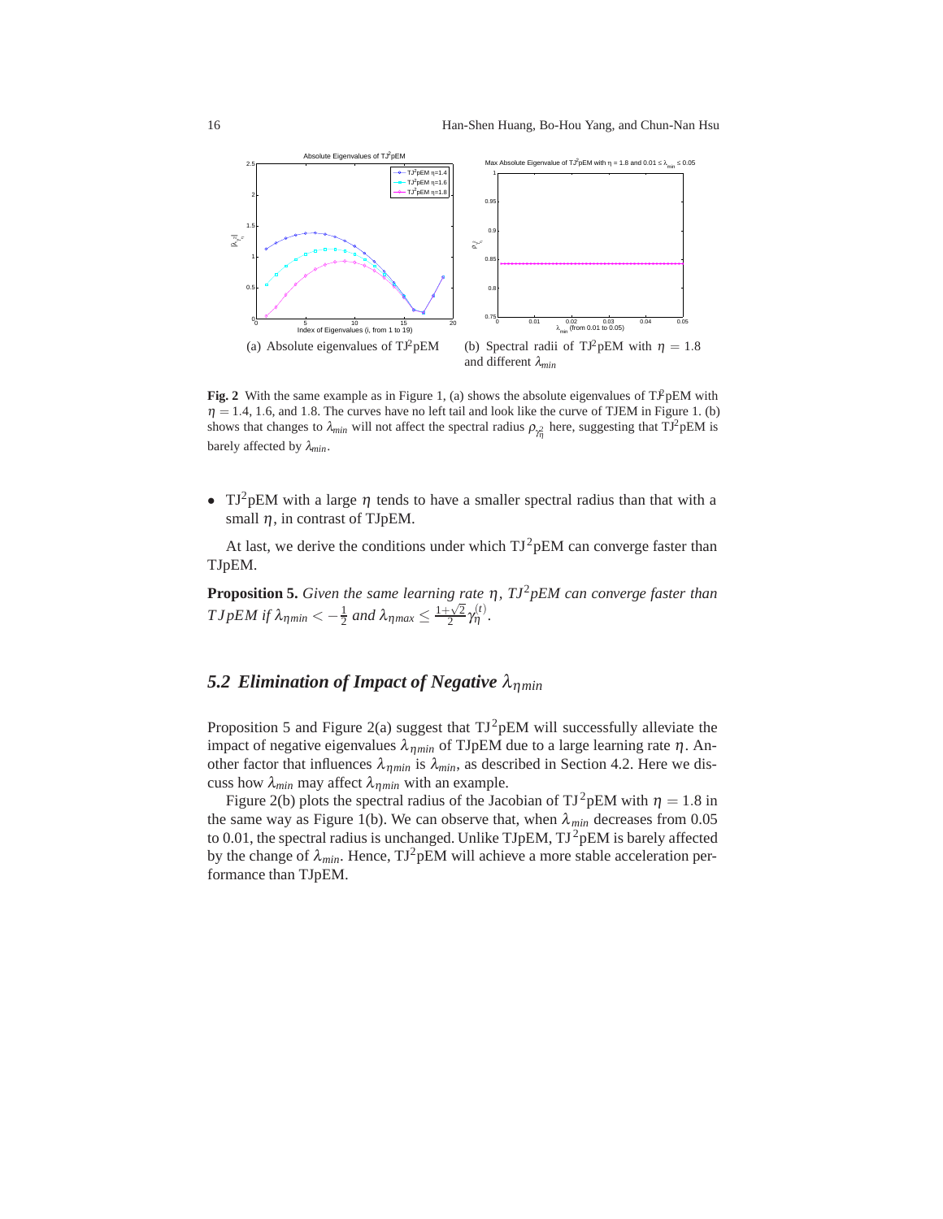(a) Absolute eigenvalues of TJ$^2$pEM

(b) Spectral radii of TJ$^2$pEM with $\eta = 1.8$ and different $\lambda_{min}$

**Fig. 2** With the same example as in Figure 1, (a) shows the absolute eigenvalues of TJ$^2$pEM with $\eta = 1.4$, 1.6, and 1.8. The curves have no left tail and look like the curve of TJEM in Figure 1. (b) shows that changes to $\lambda_{min}$ will not affect the spectral radius $\rho_{\gamma^2_\eta}$ here, suggesting that TJ$^2$pEM is barely affected by $\lambda_{min}$.

- TJ$^2$pEM with a large $\eta$ tends to have a smaller spectral radius than that with a small $\eta$, in contrast of TJpEM.

At last, we derive the conditions under which TJ$^2$pEM can converge faster than TJpEM.

**Proposition 5.** *Given the same learning rate $\eta$, TJ$^2$pEM can converge faster than TJpEM if $\lambda_{\eta min} < -\frac{1}{2}$ and $\lambda_{\eta max} \leq \frac{1+\sqrt{2}}{2}\gamma_\eta^{(t)}$.*

## 5.2 Elimination of Impact of Negative $\lambda_{\eta min}$

Proposition 5 and Figure 2(a) suggest that TJ$^2$pEM will successfully alleviate the impact of negative eigenvalues $\lambda_{\eta min}$ of TJpEM due to a large learning rate $\eta$. Another factor that influences $\lambda_{\eta min}$ is $\lambda_{min}$, as described in Section 4.2. Here we discuss how $\lambda_{min}$ may affect $\lambda_{\eta min}$ with an example.

Figure 2(b) plots the spectral radius of the Jacobian of TJ$^2$pEM with $\eta = 1.8$ in the same way as Figure 1(b). We can observe that, when $\lambda_{min}$ decreases from 0.05 to 0.01, the spectral radius is unchanged. Unlike TJpEM, TJ$^2$pEM is barely affected by the change of $\lambda_{min}$. Hence, TJ$^2$pEM will achieve a more stable acceleration performance than TJpEM.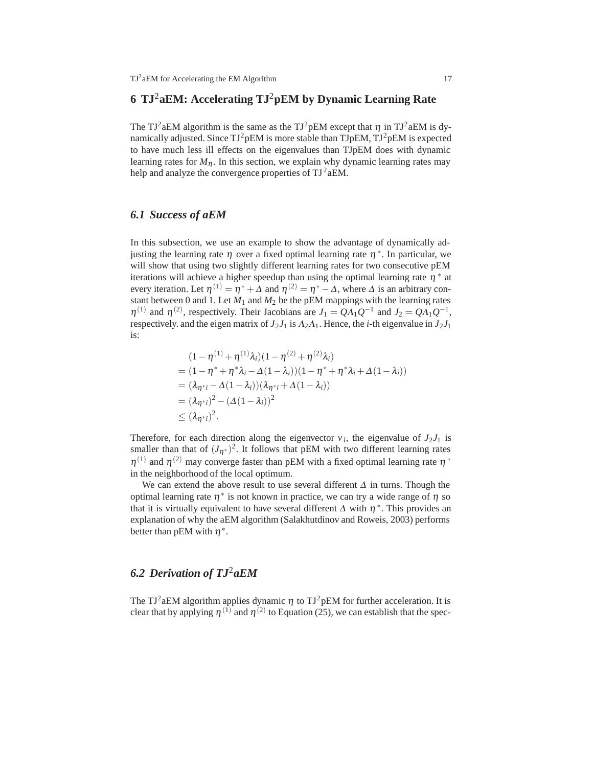# 6 TJ$^2$aEM: Accelerating TJ$^2$pEM by Dynamic Learning Rate

The TJ$^2$aEM algorithm is the same as the TJ$^2$pEM except that $\eta$ in TJ$^2$aEM is dynamically adjusted. Since TJ$^2$pEM is more stable than TJpEM, TJ$^2$pEM is expected to have much less ill effects on the eigenvalues than TJpEM does with dynamic learning rates for $M_\eta$. In this section, we explain why dynamic learning rates may help and analyze the convergence properties of TJ$^2$aEM.

## 6.1 Success of aEM

In this subsection, we use an example to show the advantage of dynamically adjusting the learning rate $\eta$ over a fixed optimal learning rate $\eta^*$. In particular, we will show that using two slightly different learning rates for two consecutive pEM iterations will achieve a higher speedup than using the optimal learning rate $\eta^*$ at every iteration. Let $\eta^{(1)} = \eta^* + \Delta$ and $\eta^{(2)} = \eta^* - \Delta$, where $\Delta$ is an arbitrary constant between 0 and 1. Let $M_1$ and $M_2$ be the pEM mappings with the learning rates $\eta^{(1)}$ and $\eta^{(2)}$, respectively. Their Jacobians are $J_1 = Q\Lambda_1 Q^{-1}$ and $J_2 = Q\Lambda_1 Q^{-1}$, respectively. and the eigen matrix of $J_2 J_1$ is $\Lambda_2 \Lambda_1$. Hence, the $i$-th eigenvalue in $J_2 J_1$ is:

$$
\begin{aligned}
&(1-\eta^{(1)}+\eta^{(1)}\lambda_i)(1-\eta^{(2)}+\eta^{(2)}\lambda_i) \\
&= (1-\eta^*+\eta^*\lambda_i-\Delta(1-\lambda_i))(1-\eta^*+\eta^*\lambda_i+\Delta(1-\lambda_i)) \\
&= (\lambda_{\eta^*i}-\Delta(1-\lambda_i))(\lambda_{\eta^*i}+\Delta(1-\lambda_i)) \\
&= (\lambda_{\eta^*i})^2-(\Delta(1-\lambda_i))^2 \\
&\leq (\lambda_{\eta^*i})^2.
\end{aligned}
$$

Therefore, for each direction along the eigenvector $v_i$, the eigenvalue of $J_2 J_1$ is smaller than that of $(J_{\eta^*})^2$. It follows that pEM with two different learning rates $\eta^{(1)}$ and $\eta^{(2)}$ may converge faster than pEM with a fixed optimal learning rate $\eta^*$ in the neighborhood of the local optimum.

We can extend the above result to use several different $\Delta$ in turns. Though the optimal learning rate $\eta^*$ is not known in practice, we can try a wide range of $\eta$ so that it is virtually equivalent to have several different $\Delta$ with $\eta^*$. This provides an explanation of why the aEM algorithm (Salakhutdinov and Roweis, 2003) performs better than pEM with $\eta^*$.

## 6.2 Derivation of TJ$^2$aEM

The TJ$^2$aEM algorithm applies dynamic $\eta$ to TJ$^2$pEM for further acceleration. It is clear that by applying $\eta^{(1)}$ and $\eta^{(2)}$ to Equation (25), we can establish that the spec-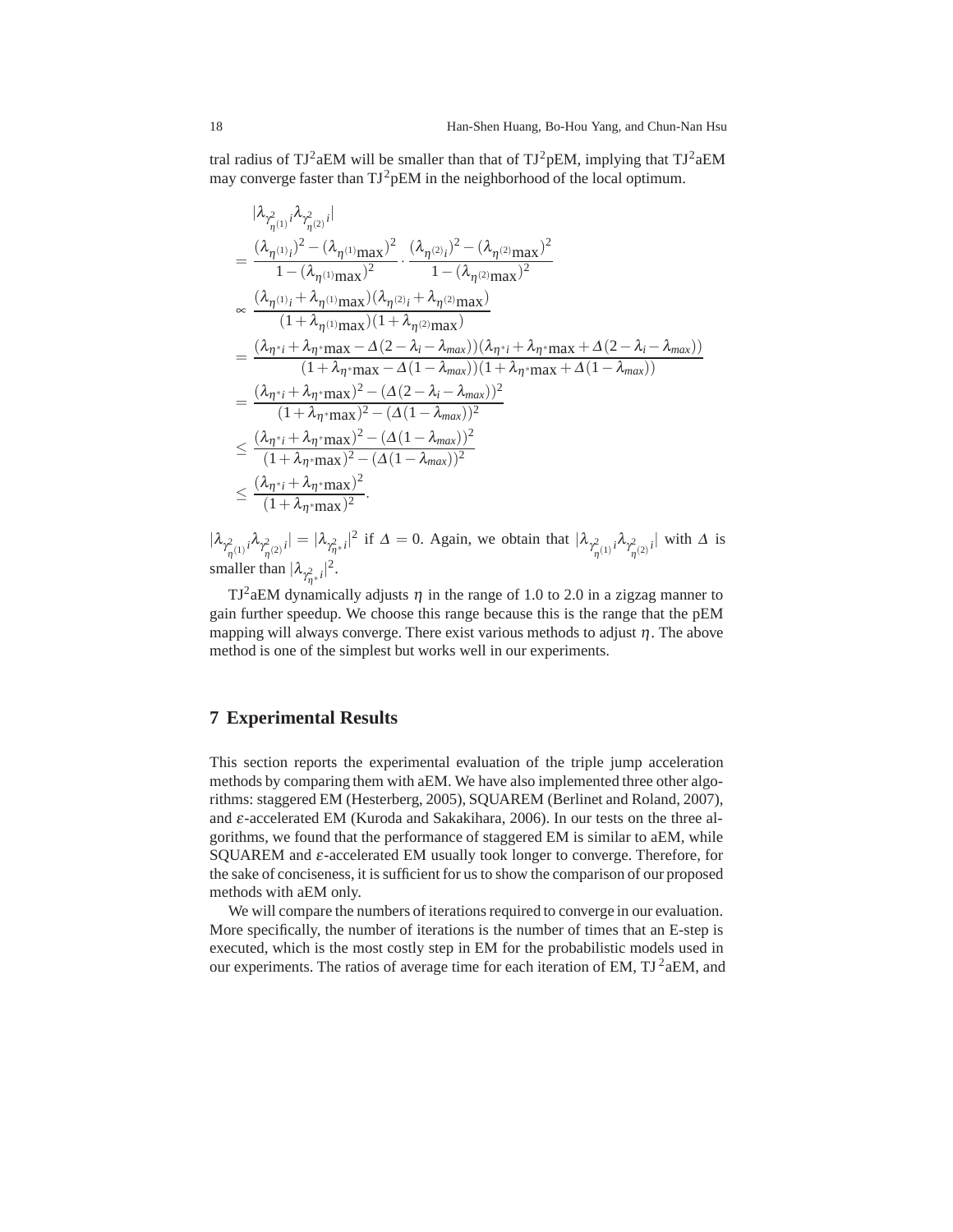tral radius of TJ$^2$aEM will be smaller than that of TJ$^2$pEM, implying that TJ$^2$aEM may converge faster than TJ$^2$pEM in the neighborhood of the local optimum.

$$
\begin{aligned}
&|\lambda_{\gamma^2_{\eta^{(1)}} i}\lambda_{\gamma^2_{\eta^{(2)}} i}| \\
&= \frac{(\lambda_{\eta^{(1)} i})^2 - (\lambda_{\eta^{(1)}}\max)^2}{1-(\lambda_{\eta^{(1)}}\max)^2} \cdot \frac{(\lambda_{\eta^{(2)} i})^2 - (\lambda_{\eta^{(2)}}\max)^2}{1-(\lambda_{\eta^{(2)}}\max)^2} \\
&\propto \frac{(\lambda_{\eta^{(1)} i} + \lambda_{\eta^{(1)}}\max)(\lambda_{\eta^{(2)} i} + \lambda_{\eta^{(2)}}\max)}{(1+\lambda_{\eta^{(1)}}\max)(1+\lambda_{\eta^{(2)}}\max)} \\
&= \frac{(\lambda_{\eta^* i} + \lambda_{\eta^*}\max - \Delta(2-\lambda_i - \lambda_{max}))(\lambda_{\eta^* i} + \lambda_{\eta^*}\max + \Delta(2-\lambda_i - \lambda_{max}))}{(1+\lambda_{\eta^*}\max - \Delta(1-\lambda_{max}))(1+\lambda_{\eta^*}\max + \Delta(1-\lambda_{max}))} \\
&= \frac{(\lambda_{\eta^* i} + \lambda_{\eta^*}\max)^2 - (\Delta(2-\lambda_i - \lambda_{max}))^2}{(1+\lambda_{\eta^*}\max)^2 - (\Delta(1-\lambda_{max}))^2} \\
&\leq \frac{(\lambda_{\eta^* i} + \lambda_{\eta^*}\max)^2 - (\Delta(1-\lambda_{max}))^2}{(1+\lambda_{\eta^*}\max)^2 - (\Delta(1-\lambda_{max}))^2} \\
&\leq \frac{(\lambda_{\eta^* i} + \lambda_{\eta^*}\max)^2}{(1+\lambda_{\eta^*}\max)^2}.
\end{aligned}
$$

$|\lambda_{\gamma^2_{\eta^{(1)}} i}\lambda_{\gamma^2_{\eta^{(2)}} i}| = |\lambda_{\gamma^2_{\eta^*} i}|^2$ if $\Delta = 0$. Again, we obtain that $|\lambda_{\gamma^2_{\eta^{(1)}} i}\lambda_{\gamma^2_{\eta^{(2)}} i}|$ with $\Delta$ is smaller than $|\lambda_{\gamma^2_{\eta^*} i}|^2$.

TJ$^2$aEM dynamically adjusts $\eta$ in the range of 1.0 to 2.0 in a zigzag manner to gain further speedup. We choose this range because this is the range that the pEM mapping will always converge. There exist various methods to adjust $\eta$. The above method is one of the simplest but works well in our experiments.

## 7 Experimental Results

This section reports the experimental evaluation of the triple jump acceleration methods by comparing them with aEM. We have also implemented three other algorithms: staggered EM (Hesterberg, 2005), SQUAREM (Berlinet and Roland, 2007), and $\varepsilon$-accelerated EM (Kuroda and Sakakihara, 2006). In our tests on the three algorithms, we found that the performance of staggered EM is similar to aEM, while SQUAREM and $\varepsilon$-accelerated EM usually took longer to converge. Therefore, for the sake of conciseness, it is sufficient for us to show the comparison of our proposed methods with aEM only.

We will compare the numbers of iterations required to converge in our evaluation. More specifically, the number of iterations is the number of times that an E-step is executed, which is the most costly step in EM for the probabilistic models used in our experiments. The ratios of average time for each iteration of EM, TJ$^2$aEM, and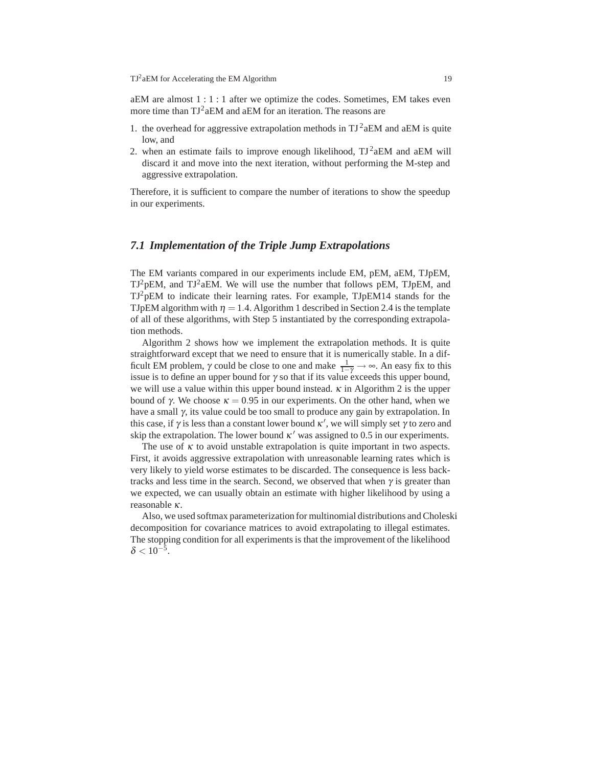aEM are almost 1 : 1 : 1 after we optimize the codes. Sometimes, EM takes even more time than TJ$^2$aEM and aEM for an iteration. The reasons are

1. the overhead for aggressive extrapolation methods in TJ$^2$aEM and aEM is quite low, and
2. when an estimate fails to improve enough likelihood, TJ$^2$aEM and aEM will discard it and move into the next iteration, without performing the M-step and aggressive extrapolation.

Therefore, it is sufficient to compare the number of iterations to show the speedup in our experiments.

### *7.1 Implementation of the Triple Jump Extrapolations*

The EM variants compared in our experiments include EM, pEM, aEM, TJpEM, TJ$^2$pEM, and TJ$^2$aEM. We will use the number that follows pEM, TJpEM, and TJ$^2$pEM to indicate their learning rates. For example, TJpEM14 stands for the TJpEM algorithm with $\eta = 1.4$. Algorithm 1 described in Section 2.4 is the template of all of these algorithms, with Step 5 instantiated by the corresponding extrapolation methods.

Algorithm 2 shows how we implement the extrapolation methods. It is quite straightforward except that we need to ensure that it is numerically stable. In a difficult EM problem, $\gamma$ could be close to one and make $\frac{1}{1-\gamma} \to \infty$. An easy fix to this issue is to define an upper bound for $\gamma$ so that if its value exceeds this upper bound, we will use a value within this upper bound instead. $\kappa$ in Algorithm 2 is the upper bound of $\gamma$. We choose $\kappa = 0.95$ in our experiments. On the other hand, when we have a small $\gamma$, its value could be too small to produce any gain by extrapolation. In this case, if $\gamma$ is less than a constant lower bound $\kappa'$, we will simply set $\gamma$ to zero and skip the extrapolation. The lower bound $\kappa'$ was assigned to 0.5 in our experiments.

The use of $\kappa$ to avoid unstable extrapolation is quite important in two aspects. First, it avoids aggressive extrapolation with unreasonable learning rates which is very likely to yield worse estimates to be discarded. The consequence is less backtracks and less time in the search. Second, we observed that when $\gamma$ is greater than we expected, we can usually obtain an estimate with higher likelihood by using a reasonable $\kappa$.

Also, we used softmax parameterization for multinomial distributions and Choleski decomposition for covariance matrices to avoid extrapolating to illegal estimates. The stopping condition for all experiments is that the improvement of the likelihood $\delta < 10^{-5}$.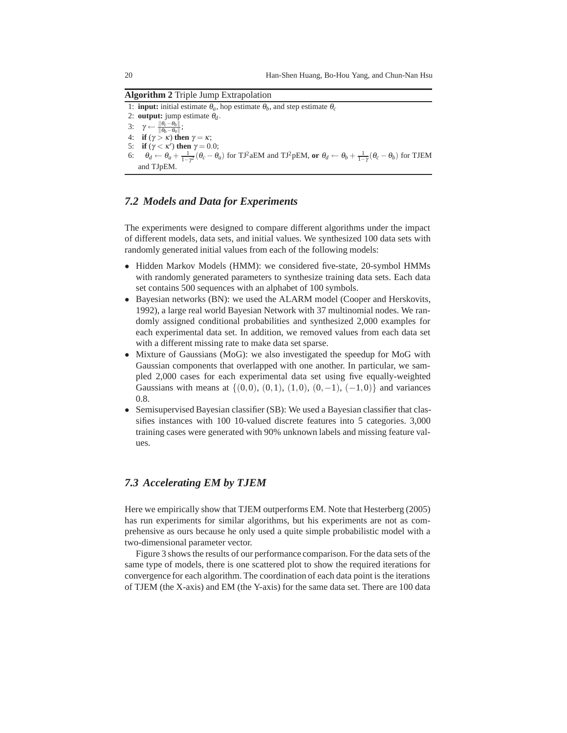**Algorithm 2** Triple Jump Extrapolation

1: **input:** initial estimate $\theta_a$, hop estimate $\theta_b$, and step estimate $\theta_c$
2: **output:** jump estimate $\theta_d$.
3: $\gamma \leftarrow \frac{\|\theta_c - \theta_b\|}{\|\theta_b - \theta_a\|}$;
4: **if** $(\gamma > \kappa)$ **then** $\gamma = \kappa$;
5: **if** $(\gamma < \kappa')$ **then** $\gamma = 0.0$;
6: $\theta_d \leftarrow \theta_a + \frac{1}{1-\gamma^2}(\theta_c - \theta_a)$ for TJ$^2$aEM and TJ$^2$pEM, **or** $\theta_d \leftarrow \theta_b + \frac{1}{1-\gamma}(\theta_c - \theta_b)$ for TJEM and TJpEM.

### 7.2 Models and Data for Experiments

The experiments were designed to compare different algorithms under the impact of different models, data sets, and initial values. We synthesized 100 data sets with randomly generated initial values from each of the following models:

- Hidden Markov Models (HMM): we considered five-state, 20-symbol HMMs with randomly generated parameters to synthesize training data sets. Each data set contains 500 sequences with an alphabet of 100 symbols.
- Bayesian networks (BN): we used the ALARM model (Cooper and Herskovits, 1992), a large real world Bayesian Network with 37 multinomial nodes. We randomly assigned conditional probabilities and synthesized 2,000 examples for each experimental data set. In addition, we removed values from each data set with a different missing rate to make data set sparse.
- Mixture of Gaussians (MoG): we also investigated the speedup for MoG with Gaussian components that overlapped with one another. In particular, we sampled 2,000 cases for each experimental data set using five equally-weighted Gaussians with means at $\{(0,0),\,(0,1),\,(1,0),\,(0,-1),\,(-1,0)\}$ and variances 0.8.
- Semisupervised Bayesian classifier (SB): We used a Bayesian classifier that classifies instances with 100 10-valued discrete features into 5 categories. 3,000 training cases were generated with 90% unknown labels and missing feature values.

### 7.3 Accelerating EM by TJEM

Here we empirically show that TJEM outperforms EM. Note that Hesterberg (2005) has run experiments for similar algorithms, but his experiments are not as comprehensive as ours because he only used a quite simple probabilistic model with a two-dimensional parameter vector.

Figure 3 shows the results of our performance comparison. For the data sets of the same type of models, there is one scattered plot to show the required iterations for convergence for each algorithm. The coordination of each data point is the iterations of TJEM (the X-axis) and EM (the Y-axis) for the same data set. There are 100 data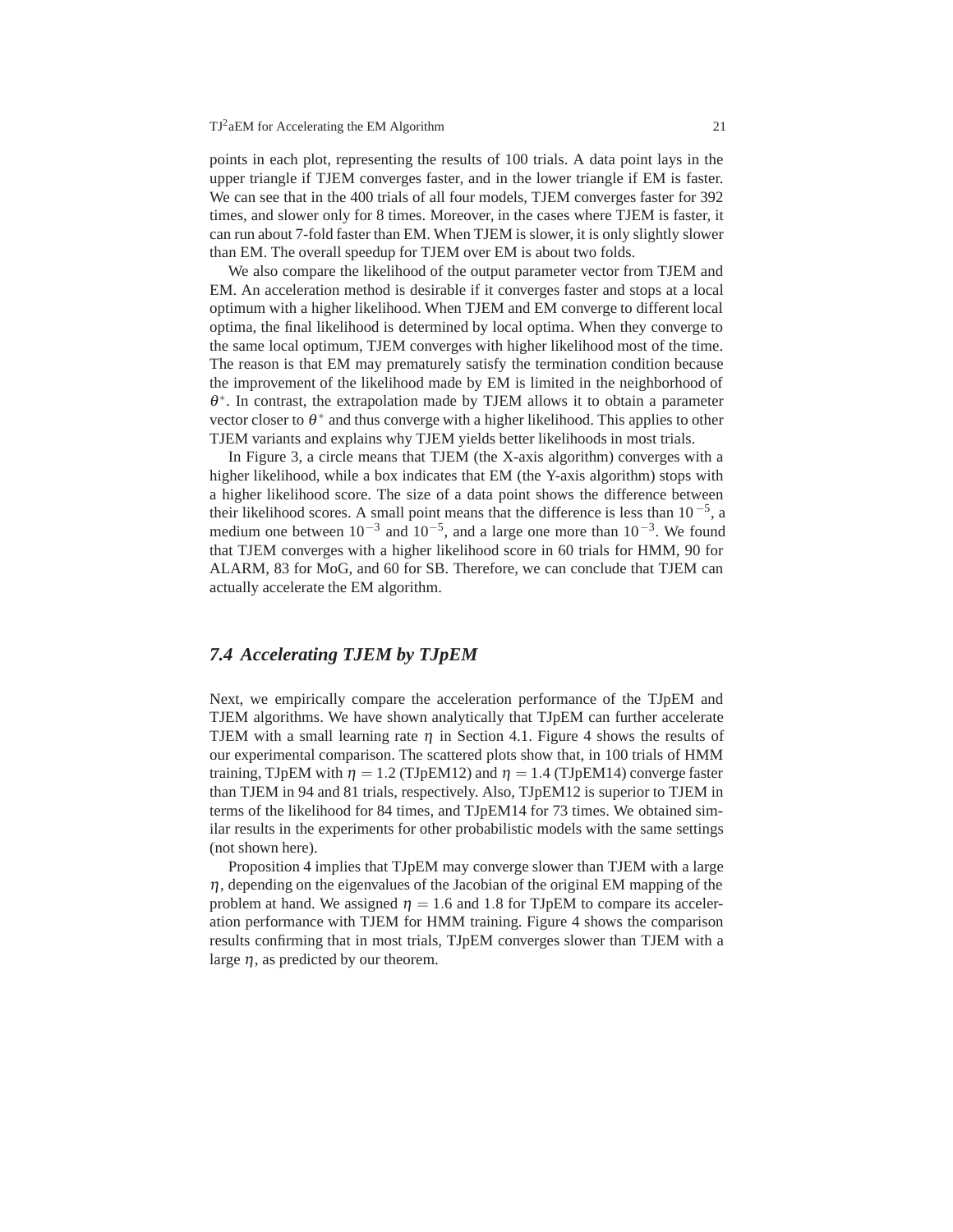points in each plot, representing the results of 100 trials. A data point lays in the upper triangle if TJEM converges faster, and in the lower triangle if EM is faster. We can see that in the 400 trials of all four models, TJEM converges faster for 392 times, and slower only for 8 times. Moreover, in the cases where TJEM is faster, it can run about 7-fold faster than EM. When TJEM is slower, it is only slightly slower than EM. The overall speedup for TJEM over EM is about two folds.

We also compare the likelihood of the output parameter vector from TJEM and EM. An acceleration method is desirable if it converges faster and stops at a local optimum with a higher likelihood. When TJEM and EM converge to different local optima, the final likelihood is determined by local optima. When they converge to the same local optimum, TJEM converges with higher likelihood most of the time. The reason is that EM may prematurely satisfy the termination condition because the improvement of the likelihood made by EM is limited in the neighborhood of $\theta^*$. In contrast, the extrapolation made by TJEM allows it to obtain a parameter vector closer to $\theta^*$ and thus converge with a higher likelihood. This applies to other TJEM variants and explains why TJEM yields better likelihoods in most trials.

In Figure 3, a circle means that TJEM (the X-axis algorithm) converges with a higher likelihood, while a box indicates that EM (the Y-axis algorithm) stops with a higher likelihood score. The size of a data point shows the difference between their likelihood scores. A small point means that the difference is less than $10^{-5}$, a medium one between $10^{-3}$ and $10^{-5}$, and a large one more than $10^{-3}$. We found that TJEM converges with a higher likelihood score in 60 trials for HMM, 90 for ALARM, 83 for MoG, and 60 for SB. Therefore, we can conclude that TJEM can actually accelerate the EM algorithm.

## 7.4 Accelerating TJEM by TJpEM

Next, we empirically compare the acceleration performance of the TJpEM and TJEM algorithms. We have shown analytically that TJpEM can further accelerate TJEM with a small learning rate $\eta$ in Section 4.1. Figure 4 shows the results of our experimental comparison. The scattered plots show that, in 100 trials of HMM training, TJpEM with $\eta = 1.2$ (TJpEM12) and $\eta = 1.4$ (TJpEM14) converge faster than TJEM in 94 and 81 trials, respectively. Also, TJpEM12 is superior to TJEM in terms of the likelihood for 84 times, and TJpEM14 for 73 times. We obtained similar results in the experiments for other probabilistic models with the same settings (not shown here).

Proposition 4 implies that TJpEM may converge slower than TJEM with a large $\eta$, depending on the eigenvalues of the Jacobian of the original EM mapping of the problem at hand. We assigned $\eta = 1.6$ and 1.8 for TJpEM to compare its acceleration performance with TJEM for HMM training. Figure 4 shows the comparison results confirming that in most trials, TJpEM converges slower than TJEM with a large $\eta$, as predicted by our theorem.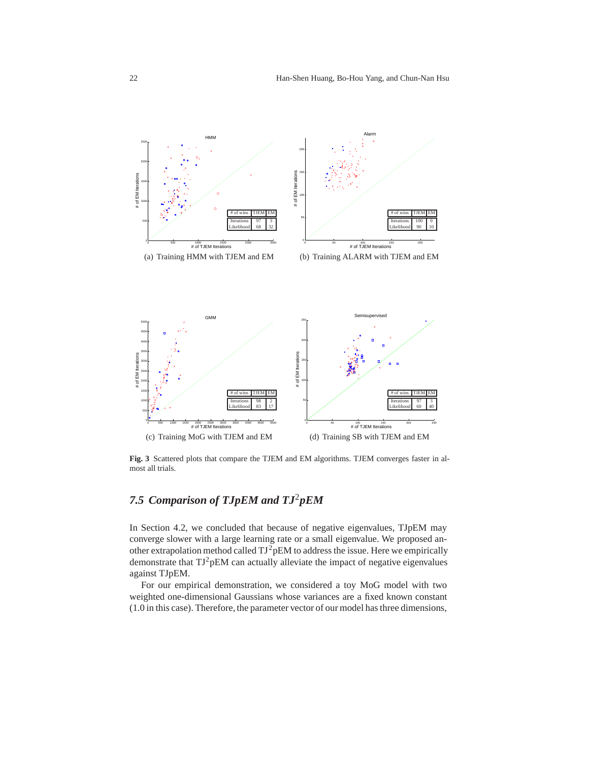| # of wins | TJEM | EM |
|---|---|---|
| Iterations | 97 | 3 |
| Likelihood | 68 | 32 |

(a) Training HMM with TJEM and EM

| # of wins | TJEM | EM |
|---|---|---|
| Iterations | 100 | 0 |
| Likelihood | 90 | 10 |

(b) Training ALARM with TJEM and EM

| # of wins | TJEM | EM |
|---|---|---|
| Iterations | 98 | 2 |
| Likelihood | 83 | 17 |

(c) Training MoG with TJEM and EM

| # of wins | TJEM | EM |
|---|---|---|
| Iterations | 97 | 3 |
| Likelihood | 60 | 40 |

(d) Training SB with TJEM and EM

**Fig. 3** Scattered plots that compare the TJEM and EM algorithms. TJEM converges faster in almost all trials.

## 7.5 Comparison of TJpEM and TJ$^2$pEM

In Section 4.2, we concluded that because of negative eigenvalues, TJpEM may converge slower with a large learning rate or a small eigenvalue. We proposed another extrapolation method called TJ$^2$pEM to address the issue. Here we empirically demonstrate that TJ$^2$pEM can actually alleviate the impact of negative eigenvalues against TJpEM.

For our empirical demonstration, we considered a toy MoG model with two weighted one-dimensional Gaussians whose variances are a fixed known constant (1.0 in this case). Therefore, the parameter vector of our model has three dimensions,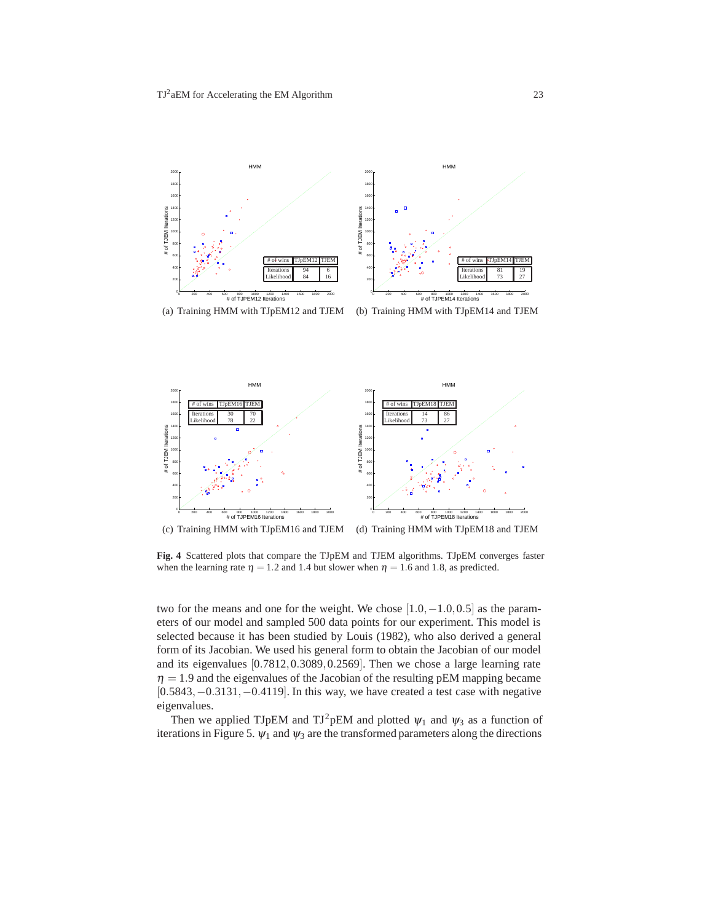(a) Training HMM with TJpEM12 and TJEM

| # of wins | TJpEM12 | TJEM |
|---|---|---|
| Iterations | 94 | 6 |
| Likelihood | 84 | 16 |

(b) Training HMM with TJpEM14 and TJEM

| # of wins | TJpEM14 | TJEM |
|---|---|---|
| Iterations | 81 | 19 |
| Likelihood | 73 | 27 |

(c) Training HMM with TJpEM16 and TJEM

| # of wins | TJpEM16 | TJEM |
|---|---|---|
| Iterations | 30 | 70 |
| Likelihood | 78 | 22 |

(d) Training HMM with TJpEM18 and TJEM

| # of wins | TJpEM18 | TJEM |
|---|---|---|
| Iterations | 14 | 86 |
| Likelihood | 73 | 27 |

**Fig. 4** Scattered plots that compare the TJpEM and TJEM algorithms. TJpEM converges faster when the learning rate $\eta = 1.2$ and 1.4 but slower when $\eta = 1.6$ and 1.8, as predicted.

two for the means and one for the weight. We chose $[1.0, -1.0, 0.5]$ as the parameters of our model and sampled 500 data points for our experiment. This model is selected because it has been studied by Louis (1982), who also derived a general form of its Jacobian. We used his general form to obtain the Jacobian of our model and its eigenvalues $[0.7812, 0.3089, 0.2569]$. Then we chose a large learning rate $\eta = 1.9$ and the eigenvalues of the Jacobian of the resulting pEM mapping became $[0.5843, -0.3131, -0.4119]$. In this way, we have created a test case with negative eigenvalues.

Then we applied TJpEM and TJ$^2$pEM and plotted $\psi_1$ and $\psi_3$ as a function of iterations in Figure 5. $\psi_1$ and $\psi_3$ are the transformed parameters along the directions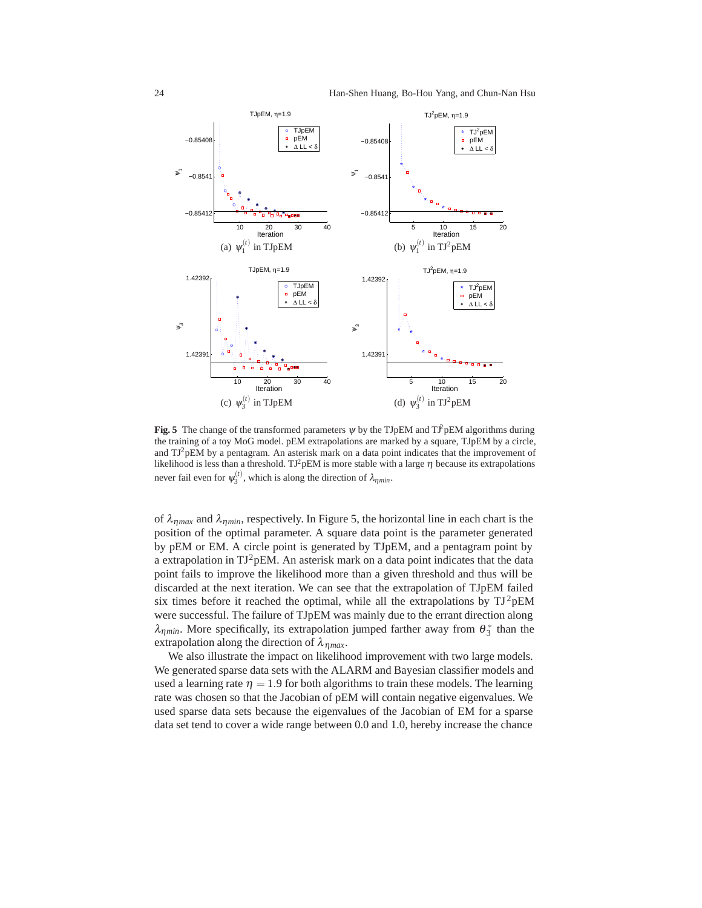(a) $\psi_1^{(t)}$ in TJpEM

(b) $\psi_1^{(t)}$ in TJ$^2$pEM

(c) $\psi_3^{(t)}$ in TJpEM

(d) $\psi_3^{(t)}$ in TJ$^2$pEM

**Fig. 5** The change of the transformed parameters $\psi$ by the TJpEM and TJ$^2$pEM algorithms during the training of a toy MoG model. pEM extrapolations are marked by a square, TJpEM by a circle, and TJ$^2$pEM by a pentagram. An asterisk mark on a data point indicates that the improvement of likelihood is less than a threshold. TJ$^2$pEM is more stable with a large $\eta$ because its extrapolations never fail even for $\psi_3^{(t)}$, which is along the direction of $\lambda_{\eta min}$.

of $\lambda_{\eta max}$ and $\lambda_{\eta min}$, respectively. In Figure 5, the horizontal line in each chart is the position of the optimal parameter. A square data point is the parameter generated by pEM or EM. A circle point is generated by TJpEM, and a pentagram point by a extrapolation in TJ$^2$pEM. An asterisk mark on a data point indicates that the data point fails to improve the likelihood more than a given threshold and thus will be discarded at the next iteration. We can see that the extrapolation of TJpEM failed six times before it reached the optimal, while all the extrapolations by TJ$^2$pEM were successful. The failure of TJpEM was mainly due to the errant direction along $\lambda_{\eta min}$. More specifically, its extrapolation jumped farther away from $\theta_3^*$ than the extrapolation along the direction of $\lambda_{\eta max}$.

We also illustrate the impact on likelihood improvement with two large models. We generated sparse data sets with the ALARM and Bayesian classifier models and used a learning rate $\eta = 1.9$ for both algorithms to train these models. The learning rate was chosen so that the Jacobian of pEM will contain negative eigenvalues. We used sparse data sets because the eigenvalues of the Jacobian of EM for a sparse data set tend to cover a wide range between 0.0 and 1.0, hereby increase the chance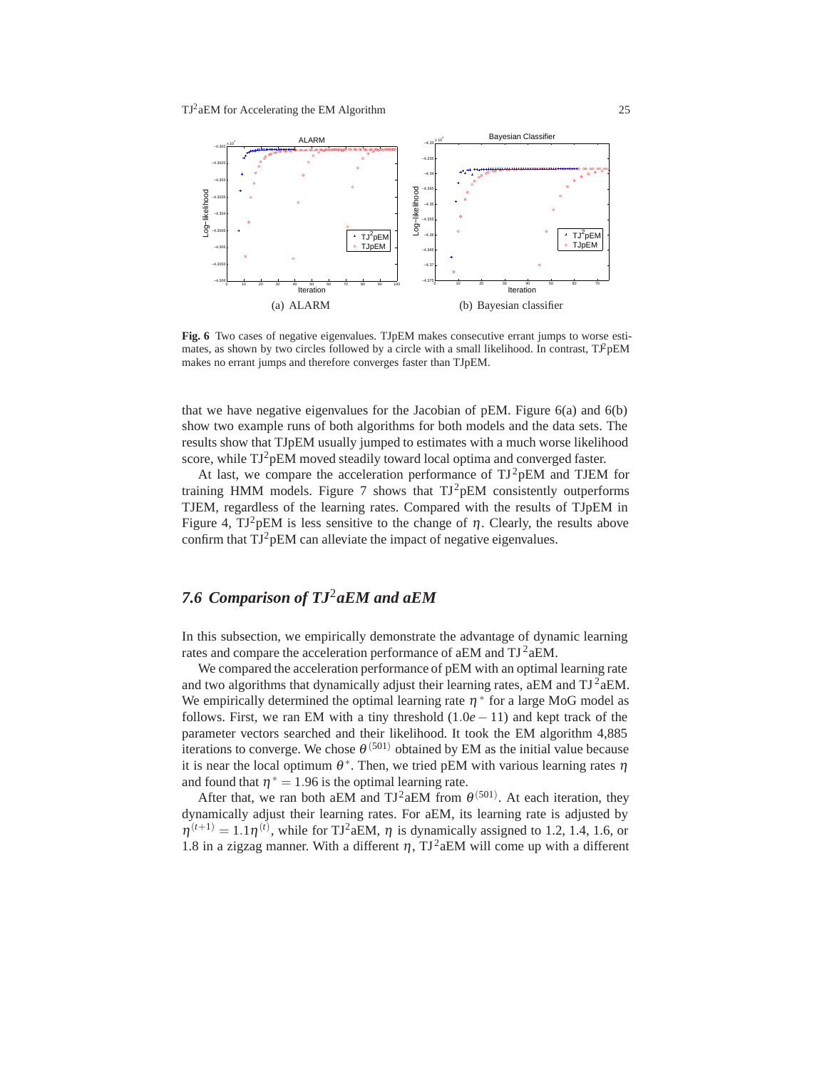(a) ALARM

(b) Bayesian classifier

**Fig. 6** Two cases of negative eigenvalues. TJpEM makes consecutive errant jumps to worse estimates, as shown by two circles followed by a circle with a small likelihood. In contrast, TJ$^2$pEM makes no errant jumps and therefore converges faster than TJpEM.

that we have negative eigenvalues for the Jacobian of pEM. Figure 6(a) and 6(b) show two example runs of both algorithms for both models and the data sets. The results show that TJpEM usually jumped to estimates with a much worse likelihood score, while TJ$^2$pEM moved steadily toward local optima and converged faster.

At last, we compare the acceleration performance of TJ$^2$pEM and TJEM for training HMM models. Figure 7 shows that TJ$^2$pEM consistently outperforms TJEM, regardless of the learning rates. Compared with the results of TJpEM in Figure 4, TJ$^2$pEM is less sensitive to the change of $\eta$. Clearly, the results above confirm that TJ$^2$pEM can alleviate the impact of negative eigenvalues.

### *7.6 Comparison of TJ$^2$aEM and aEM*

In this subsection, we empirically demonstrate the advantage of dynamic learning rates and compare the acceleration performance of aEM and TJ$^2$aEM.

We compared the acceleration performance of pEM with an optimal learning rate and two algorithms that dynamically adjust their learning rates, aEM and TJ$^2$aEM. We empirically determined the optimal learning rate $\eta^*$ for a large MoG model as follows. First, we ran EM with a tiny threshold ($1.0e-11$) and kept track of the parameter vectors searched and their likelihood. It took the EM algorithm 4,885 iterations to converge. We chose $\theta^{\langle 501\rangle}$ obtained by EM as the initial value because it is near the local optimum $\theta^*$. Then, we tried pEM with various learning rates $\eta$ and found that $\eta^* = 1.96$ is the optimal learning rate.

After that, we ran both aEM and TJ$^2$aEM from $\theta^{\langle 501\rangle}$. At each iteration, they dynamically adjust their learning rates. For aEM, its learning rate is adjusted by $\eta^{(t+1)} = 1.1\eta^{(t)}$, while for TJ$^2$aEM, $\eta$ is dynamically assigned to 1.2, 1.4, 1.6, or 1.8 in a zigzag manner. With a different $\eta$, TJ$^2$aEM will come up with a different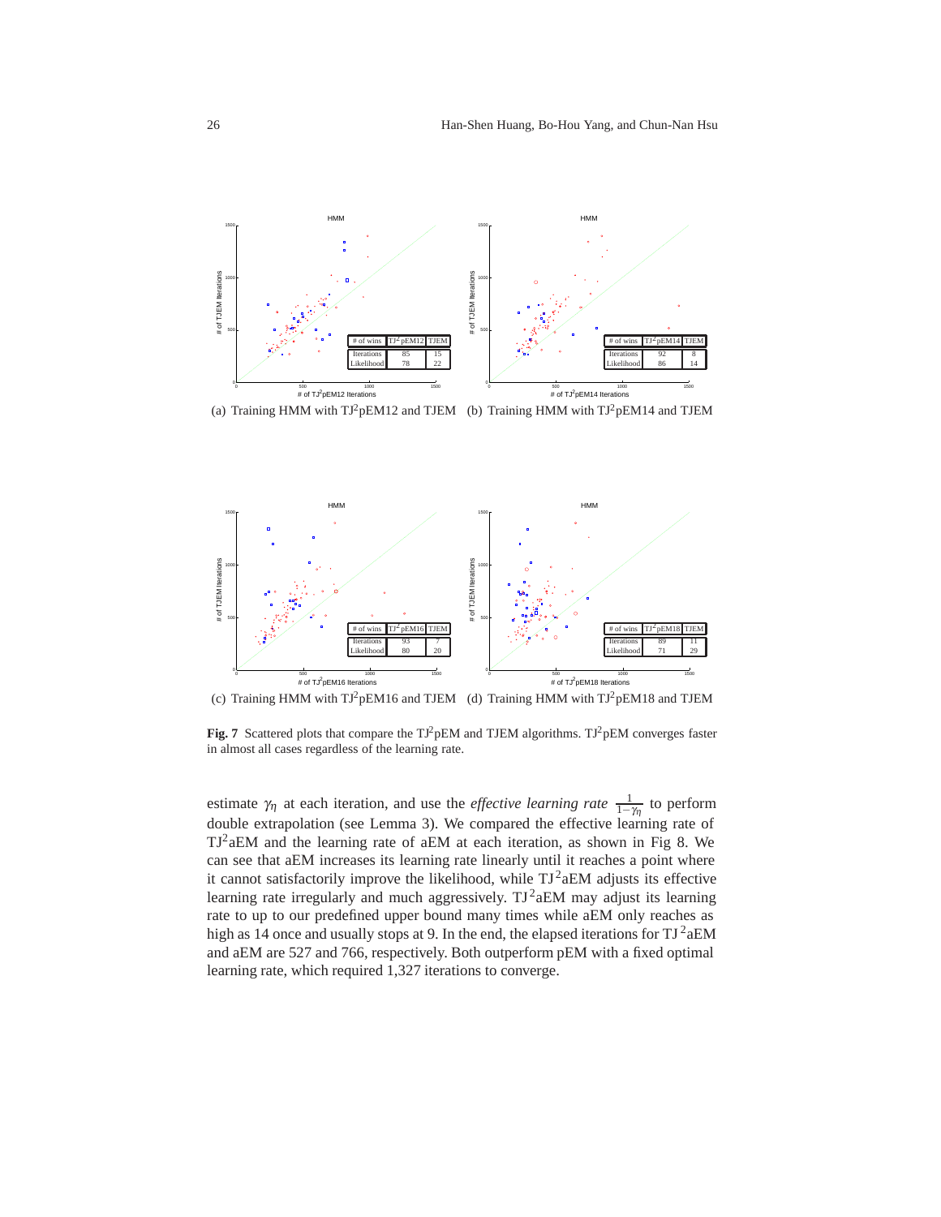(a) Training HMM with TJ$^2$pEM12 and TJEM (b) Training HMM with TJ$^2$pEM14 and TJEM

| # of wins | TJ$^2$pEM12 | TJEM |
|---|---|---|
| Iterations | 85 | 15 |
| Likelihood | 78 | 22 |

| # of wins | TJ$^2$pEM14 | TJEM |
|---|---|---|
| Iterations | 92 | 8 |
| Likelihood | 86 | 14 |

(c) Training HMM with TJ$^2$pEM16 and TJEM (d) Training HMM with TJ$^2$pEM18 and TJEM

| # of wins | TJ$^2$pEM16 | TJEM |
|---|---|---|
| Iterations | 93 | 7 |
| Likelihood | 80 | 20 |

| # of wins | TJ$^2$pEM18 | TJEM |
|---|---|---|
| Iterations | 89 | 11 |
| Likelihood | 71 | 29 |

**Fig. 7** Scattered plots that compare the TJ$^2$pEM and TJEM algorithms. TJ$^2$pEM converges faster in almost all cases regardless of the learning rate.

estimate $\gamma_\eta$ at each iteration, and use the *effective learning rate* $\frac{1}{1-\gamma_\eta}$ to perform double extrapolation (see Lemma 3). We compared the effective learning rate of TJ$^2$aEM and the learning rate of aEM at each iteration, as shown in Fig 8. We can see that aEM increases its learning rate linearly until it reaches a point where it cannot satisfactorily improve the likelihood, while TJ$^2$aEM adjusts its effective learning rate irregularly and much aggressively. TJ$^2$aEM may adjust its learning rate to up to our predefined upper bound many times while aEM only reaches as high as 14 once and usually stops at 9. In the end, the elapsed iterations for TJ$^2$aEM and aEM are 527 and 766, respectively. Both outperform pEM with a fixed optimal learning rate, which required 1,327 iterations to converge.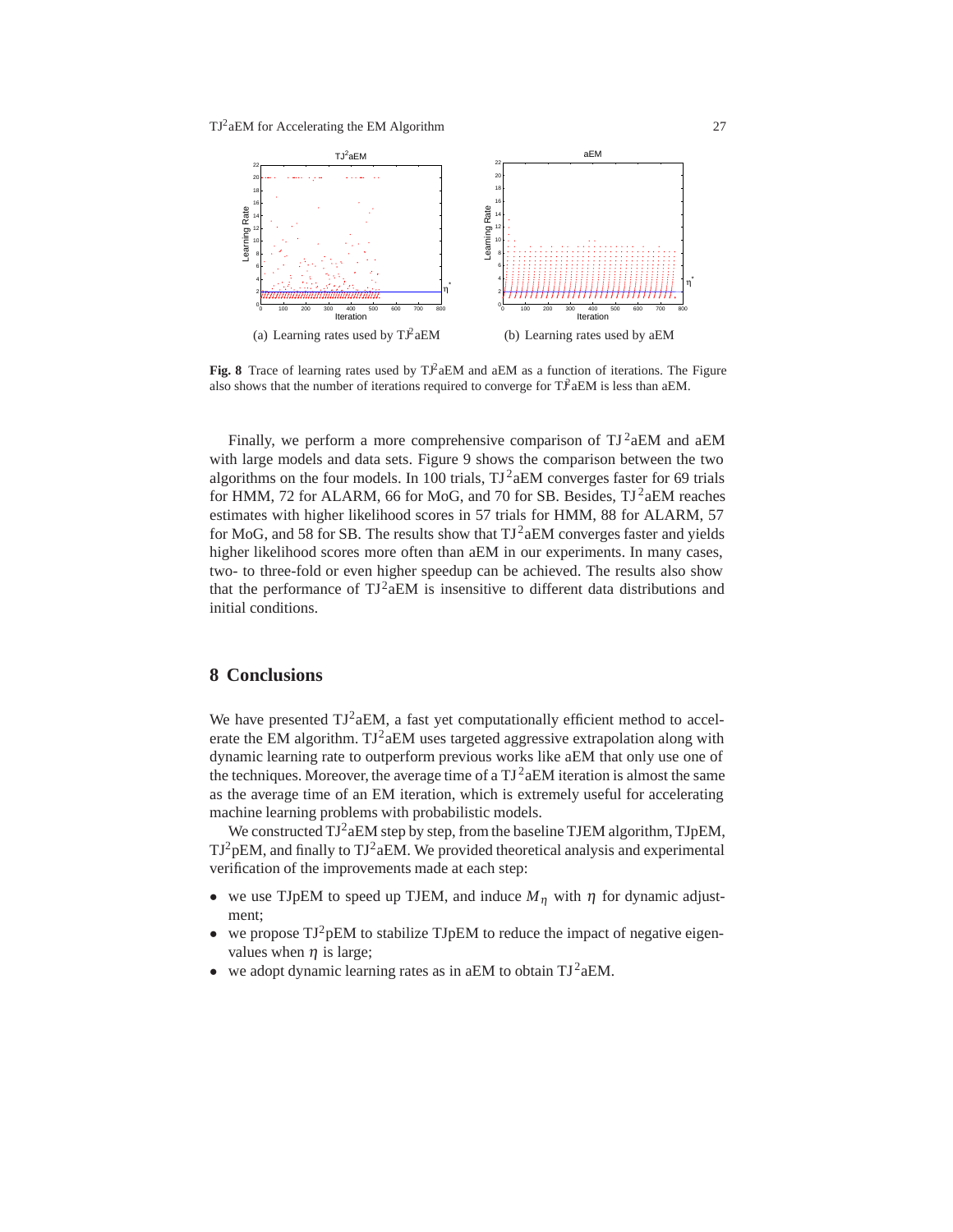(a) Learning rates used by $TJ^2aEM$

(b) Learning rates used by aEM

**Fig. 8** Trace of learning rates used by $TJ^2aEM$ and aEM as a function of iterations. The Figure also shows that the number of iterations required to converge for $TJ^2aEM$ is less than aEM.

Finally, we perform a more comprehensive comparison of $TJ^2aEM$ and aEM with large models and data sets. Figure 9 shows the comparison between the two algorithms on the four models. In 100 trials, $TJ^2aEM$ converges faster for 69 trials for HMM, 72 for ALARM, 66 for MoG, and 70 for SB. Besides, $TJ^2aEM$ reaches estimates with higher likelihood scores in 57 trials for HMM, 88 for ALARM, 57 for MoG, and 58 for SB. The results show that $TJ^2aEM$ converges faster and yields higher likelihood scores more often than aEM in our experiments. In many cases, two- to three-fold or even higher speedup can be achieved. The results also show that the performance of $TJ^2aEM$ is insensitive to different data distributions and initial conditions.

## 8 Conclusions

We have presented $TJ^2aEM$, a fast yet computationally efficient method to accelerate the EM algorithm. $TJ^2aEM$ uses targeted aggressive extrapolation along with dynamic learning rate to outperform previous works like aEM that only use one of the techniques. Moreover, the average time of a $TJ^2aEM$ iteration is almost the same as the average time of an EM iteration, which is extremely useful for accelerating machine learning problems with probabilistic models.

We constructed $TJ^2aEM$ step by step, from the baseline TJEM algorithm, TJpEM, $TJ^2pEM$, and finally to $TJ^2aEM$. We provided theoretical analysis and experimental verification of the improvements made at each step:

- we use TJpEM to speed up TJEM, and induce $M_\eta$ with $\eta$ for dynamic adjustment;
- we propose $TJ^2pEM$ to stabilize TJpEM to reduce the impact of negative eigenvalues when $\eta$ is large;
- we adopt dynamic learning rates as in aEM to obtain $TJ^2aEM$.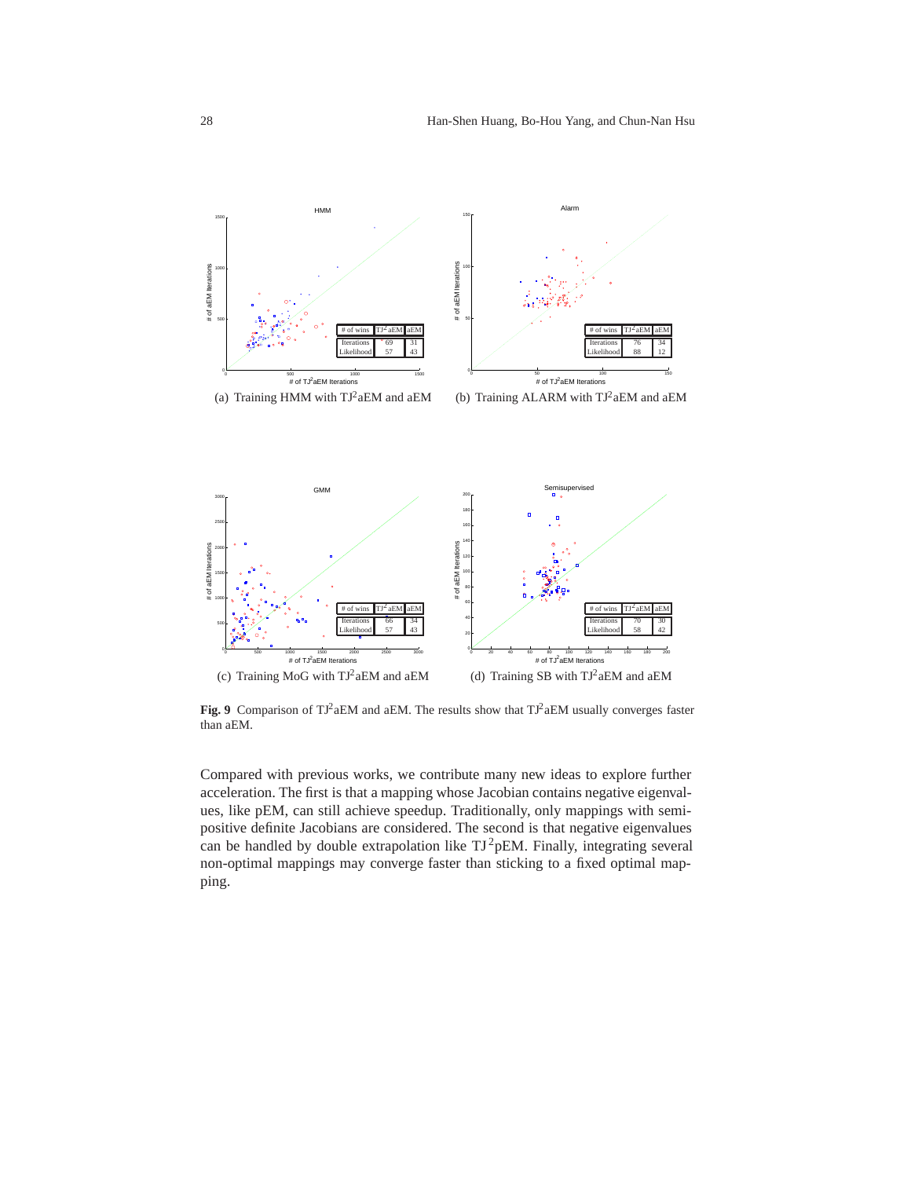(a) Training HMM with $TJ^2$aEM and aEM

| # of wins | $TJ^2$aEM | aEM |
|---|---|---|
| Iterations | 69 | 31 |
| Likelihood | 57 | 43 |

(b) Training ALARM with $TJ^2$aEM and aEM

| # of wins | $TJ^2$aEM | aEM |
|---|---|---|
| Iterations | 76 | 34 |
| Likelihood | 88 | 12 |

(c) Training MoG with $TJ^2$aEM and aEM

| # of wins | $TJ^2$aEM | aEM |
|---|---|---|
| Iterations | 66 | 34 |
| Likelihood | 57 | 43 |

(d) Training SB with $TJ^2$aEM and aEM

| # of wins | $TJ^2$aEM | aEM |
|---|---|---|
| Iterations | 70 | 30 |
| Likelihood | 58 | 42 |

**Fig. 9** Comparison of $TJ^2$aEM and aEM. The results show that $TJ^2$aEM usually converges faster than aEM.

Compared with previous works, we contribute many new ideas to explore further acceleration. The first is that a mapping whose Jacobian contains negative eigenvalues, like pEM, can still achieve speedup. Traditionally, only mappings with semi-positive definite Jacobians are considered. The second is that negative eigenvalues can be handled by double extrapolation like $TJ^2$pEM. Finally, integrating several non-optimal mappings may converge faster than sticking to a fixed optimal mapping.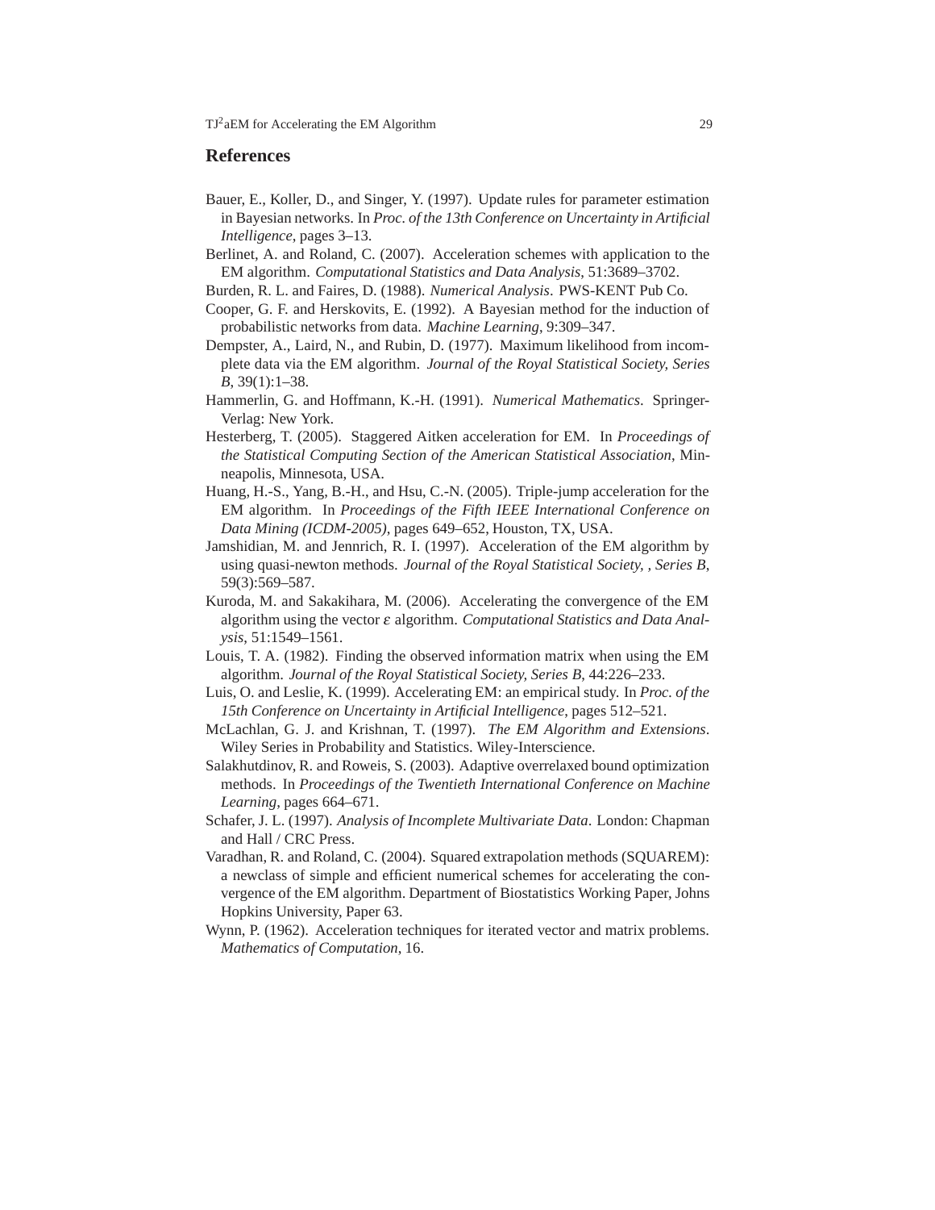## References

Bauer, E., Koller, D., and Singer, Y. (1997). Update rules for parameter estimation in Bayesian networks. In *Proc. of the 13th Conference on Uncertainty in Artificial Intelligence*, pages 3–13.

Berlinet, A. and Roland, C. (2007). Acceleration schemes with application to the EM algorithm. *Computational Statistics and Data Analysis*, 51:3689–3702.

Burden, R. L. and Faires, D. (1988). *Numerical Analysis*. PWS-KENT Pub Co.

Cooper, G. F. and Herskovits, E. (1992). A Bayesian method for the induction of probabilistic networks from data. *Machine Learning*, 9:309–347.

Dempster, A., Laird, N., and Rubin, D. (1977). Maximum likelihood from incomplete data via the EM algorithm. *Journal of the Royal Statistical Society, Series B*, 39(1):1–38.

Hammerlin, G. and Hoffmann, K.-H. (1991). *Numerical Mathematics*. Springer-Verlag: New York.

Hesterberg, T. (2005). Staggered Aitken acceleration for EM. In *Proceedings of the Statistical Computing Section of the American Statistical Association*, Minneapolis, Minnesota, USA.

Huang, H.-S., Yang, B.-H., and Hsu, C.-N. (2005). Triple-jump acceleration for the EM algorithm. In *Proceedings of the Fifth IEEE International Conference on Data Mining (ICDM-2005)*, pages 649–652, Houston, TX, USA.

Jamshidian, M. and Jennrich, R. I. (1997). Acceleration of the EM algorithm by using quasi-newton methods. *Journal of the Royal Statistical Society, , Series B*, 59(3):569–587.

Kuroda, M. and Sakakihara, M. (2006). Accelerating the convergence of the EM algorithm using the vector $\varepsilon$ algorithm. *Computational Statistics and Data Analysis*, 51:1549–1561.

Louis, T. A. (1982). Finding the observed information matrix when using the EM algorithm. *Journal of the Royal Statistical Society, Series B*, 44:226–233.

Luis, O. and Leslie, K. (1999). Accelerating EM: an empirical study. In *Proc. of the 15th Conference on Uncertainty in Artificial Intelligence*, pages 512–521.

McLachlan, G. J. and Krishnan, T. (1997). *The EM Algorithm and Extensions*. Wiley Series in Probability and Statistics. Wiley-Interscience.

Salakhutdinov, R. and Roweis, S. (2003). Adaptive overrelaxed bound optimization methods. In *Proceedings of the Twentieth International Conference on Machine Learning*, pages 664–671.

Schafer, J. L. (1997). *Analysis of Incomplete Multivariate Data*. London: Chapman and Hall / CRC Press.

Varadhan, R. and Roland, C. (2004). Squared extrapolation methods (SQUAREM): a newclass of simple and efficient numerical schemes for accelerating the convergence of the EM algorithm. Department of Biostatistics Working Paper, Johns Hopkins University, Paper 63.

Wynn, P. (1962). Acceleration techniques for iterated vector and matrix problems. *Mathematics of Computation*, 16.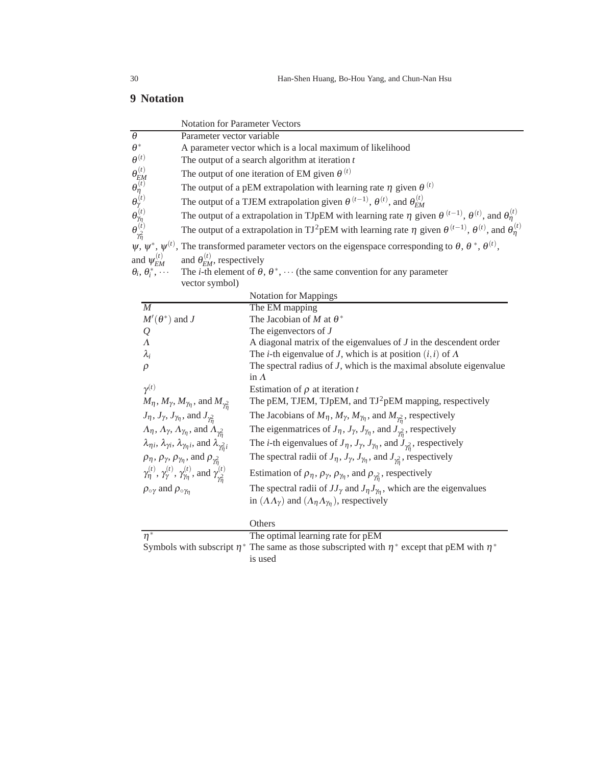## 9 Notation

| Notation for Parameter Vectors | |
|---|---|
| $\theta$ | Parameter vector variable |
| $\theta^*$ | A parameter vector which is a local maximum of likelihood |
| $\theta^{(t)}$ | The output of a search algorithm at iteration $t$ |
| $\theta^{(t)}_{EM}$ | The output of one iteration of EM given $\theta^{(t)}$ |
| $\theta^{(t)}_{\eta}$ | The output of a pEM extrapolation with learning rate $\eta$ given $\theta^{(t)}$ |
| $\theta^{(t)}_{\gamma}$ | The output of a TJEM extrapolation given $\theta^{(t-1)}$, $\theta^{(t)}$, and $\theta^{(t)}_{EM}$ |
| $\theta^{(t)}_{\gamma_\eta}$ | The output of a extrapolation in TJpEM with learning rate $\eta$ given $\theta^{(t-1)}$, $\theta^{(t)}$, and $\theta^{(t)}_{\eta}$ |
| $\theta^{(t)}_{\gamma^2_\eta}$ | The output of a extrapolation in TJ$^2$pEM with learning rate $\eta$ given $\theta^{(t-1)}$, $\theta^{(t)}$, and $\theta^{(t)}_{\eta}$ |
| $\psi$, $\psi^*$, $\psi^{(t)}$, and $\psi^{(t)}_{EM}$ | The transformed parameter vectors on the eigenspace corresponding to $\theta$, $\theta^*$, $\theta^{(t)}$, and $\theta^{(t)}_{EM}$, respectively |
| $\theta_i$, $\theta^*_i$, $\cdots$ | The $i$-th element of $\theta$, $\theta^*$, $\cdots$ (the same convention for any parameter vector symbol) |

| Notation for Mappings | |
|---|---|
| $M$ | The EM mapping |
| $M'(\theta^*)$ and $J$ | The Jacobian of $M$ at $\theta^*$ |
| $Q$ | The eigenvectors of $J$ |
| $\Lambda$ | A diagonal matrix of the eigenvalues of $J$ in the descendent order |
| $\lambda_i$ | The $i$-th eigenvalue of $J$, which is at position $(i,i)$ of $\Lambda$ |
| $\rho$ | The spectral radius of $J$, which is the maximal absolute eigenvalue in $\Lambda$ |
| $\gamma^{(t)}$ | Estimation of $\rho$ at iteration $t$ |
| $M_\eta$, $M_\gamma$, $M_{\gamma_\eta}$, and $M_{\gamma^2_\eta}$ | The pEM, TJEM, TJpEM, and TJ$^2$pEM mapping, respectively |
| $J_\eta$, $J_\gamma$, $J_{\gamma_\eta}$, and $J_{\gamma^2_\eta}$ | The Jacobians of $M_\eta$, $M_\gamma$, $M_{\gamma_\eta}$, and $M_{\gamma^2_\eta}$, respectively |
| $\Lambda_\eta$, $\Lambda_\gamma$, $\Lambda_{\gamma_\eta}$, and $\Lambda_{\gamma^2_\eta}$ | The eigenmatrices of $J_\eta$, $J_\gamma$, $J_{\gamma_\eta}$, and $J_{\gamma^2_\eta}$, respectively |
| $\lambda_{\eta i}$, $\lambda_{\gamma i}$, $\lambda_{\gamma_\eta i}$, and $\lambda_{\gamma^2_\eta i}$ | The $i$-th eigenvalues of $J_\eta$, $J_\gamma$, $J_{\gamma_\eta}$, and $J_{\gamma^2_\eta}$, respectively |
| $\rho_\eta$, $\rho_\gamma$, $\rho_{\gamma_\eta}$, and $\rho_{\gamma^2_\eta}$ | The spectral radii of $J_\eta$, $J_\gamma$, $J_{\gamma_\eta}$, and $J_{\gamma^2_\eta}$, respectively |
| $\gamma^{(t)}_\eta$, $\gamma^{(t)}_\gamma$, $\gamma^{(t)}_{\gamma_\eta}$, and $\gamma^{(t)}_{\gamma^2_\eta}$ | Estimation of $\rho_\eta$, $\rho_\gamma$, $\rho_{\gamma_\eta}$, and $\rho_{\gamma^2_\eta}$, respectively |
| $\rho_{\circ\gamma}$ and $\rho_{\circ\gamma_\eta}$ | The spectral radii of $JJ_\gamma$ and $J_\eta J_{\gamma_\eta}$, which are the eigenvalues in $(\Lambda\Lambda_\gamma)$ and $(\Lambda_\eta\Lambda_{\gamma_\eta})$, respectively |

| Others | |
|---|---|
| $\eta^*$ | The optimal learning rate for pEM |
| Symbols with subscript $\eta^*$ | The same as those subscripted with $\eta^*$ except that pEM with $\eta^*$ is used |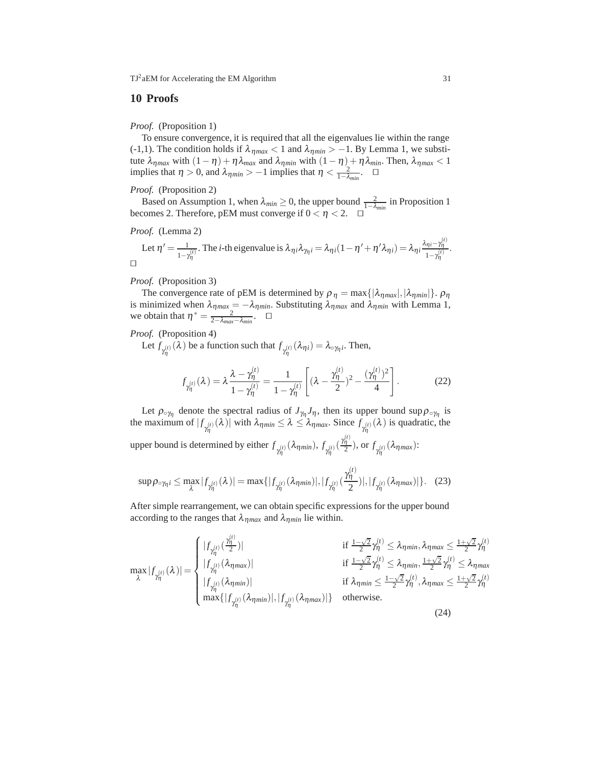## 10 Proofs

*Proof.* (Proposition 1)

To ensure convergence, it is required that all the eigenvalues lie within the range (-1,1). The condition holds if $\lambda_{\eta max} < 1$ and $\lambda_{\eta min} > -1$. By Lemma 1, we substitute $\lambda_{\eta max}$ with $(1-\eta)+\eta\lambda_{max}$ and $\lambda_{\eta min}$ with $(1-\eta)+\eta\lambda_{min}$. Then, $\lambda_{\eta max} < 1$ implies that $\eta > 0$, and $\lambda_{\eta min} > -1$ implies that $\eta < \frac{2}{1-\lambda_{min}}$. □

*Proof.* (Proposition 2)

Based on Assumption 1, when $\lambda_{min} \geq 0$, the upper bound $\frac{2}{1-\lambda_{min}}$ in Proposition 1 becomes 2. Therefore, pEM must converge if $0 < \eta < 2$. □

*Proof.* (Lemma 2)

Let $\eta' = \frac{1}{1-\gamma_\eta^{(t)}}$. The $i$-th eigenvalue is $\lambda_{\eta i}\lambda_{\gamma_\eta i} = \lambda_{\eta i}(1-\eta'+\eta'\lambda_{\eta i}) = \lambda_{\eta i}\frac{\lambda_{\eta i}-\gamma_\eta^{(t)}}{1-\gamma_\eta^{(t)}}$.
□

*Proof.* (Proposition 3)

The convergence rate of pEM is determined by $\rho_\eta = \max\{|\lambda_{\eta max}|, |\lambda_{\eta min}|\}$. $\rho_\eta$ is minimized when $\lambda_{\eta max} = -\lambda_{\eta min}$. Substituting $\lambda_{\eta max}$ and $\lambda_{\eta min}$ with Lemma 1, we obtain that $\eta^* = \frac{2}{2-\lambda_{max}-\lambda_{min}}$. □

*Proof.* (Proposition 4)

Let $f_{\gamma_\eta^{(t)}}(\lambda)$ be a function such that $f_{\gamma_\eta^{(t)}}(\lambda_{\eta i}) = \lambda_{\circ\gamma_\eta i}$. Then,

$$f_{\gamma_\eta^{(t)}}(\lambda) = \lambda\frac{\lambda-\gamma_\eta^{(t)}}{1-\gamma_\eta^{(t)}} = \frac{1}{1-\gamma_\eta^{(t)}}\left[(\lambda-\frac{\gamma_\eta^{(t)}}{2})^2 - \frac{(\gamma_\eta^{(t)})^2}{4}\right]. \tag{22}$$

Let $\rho_{\circ\gamma_\eta}$ denote the spectral radius of $J_{\gamma_\eta}J_\eta$, then its upper bound $\sup\rho_{\circ\gamma_\eta}$ is the maximum of $|f_{\gamma_\eta^{(t)}}(\lambda)|$ with $\lambda_{\eta min} \leq \lambda \leq \lambda_{\eta max}$. Since $f_{\gamma_\eta^{(t)}}(\lambda)$ is quadratic, the upper bound is determined by either $f_{\gamma_\eta^{(t)}}(\lambda_{\eta min})$, $f_{\gamma_\eta^{(t)}}(\frac{\gamma_\eta^{(t)}}{2})$, or $f_{\gamma_\eta^{(t)}}(\lambda_{\eta max})$:

$$\sup\rho_{\circ\gamma_\eta i} \leq \max_\lambda|f_{\gamma_\eta^{(t)}}(\lambda)| = \max\{|f_{\gamma_\eta^{(t)}}(\lambda_{\eta min})|, |f_{\gamma_\eta^{(t)}}(\frac{\gamma_\eta^{(t)}}{2})|, |f_{\gamma_\eta^{(t)}}(\lambda_{\eta max})|\}. \tag{23}$$

After simple rearrangement, we can obtain specific expressions for the upper bound according to the ranges that $\lambda_{\eta max}$ and $\lambda_{\eta min}$ lie within.

$$\max_\lambda|f_{\gamma_\eta^{(t)}}(\lambda)| = \begin{cases} |f_{\gamma_\eta^{(t)}}(\frac{\gamma_\eta^{(t)}}{2})| & \text{if } \frac{1-\sqrt{2}}{2}\gamma_\eta^{(t)} \leq \lambda_{\eta min}, \lambda_{\eta max} \leq \frac{1+\sqrt{2}}{2}\gamma_\eta^{(t)} \\ |f_{\gamma_\eta^{(t)}}(\lambda_{\eta max})| & \text{if } \frac{1-\sqrt{2}}{2}\gamma_\eta^{(t)} \leq \lambda_{\eta min}, \frac{1+\sqrt{2}}{2}\gamma_\eta^{(t)} \leq \lambda_{\eta max} \\ |f_{\gamma_\eta^{(t)}}(\lambda_{\eta min})| & \text{if } \lambda_{\eta min} \leq \frac{1-\sqrt{2}}{2}\gamma_\eta^{(t)}, \lambda_{\eta max} \leq \frac{1+\sqrt{2}}{2}\gamma_\eta^{(t)} \\ \max\{|f_{\gamma_\eta^{(t)}}(\lambda_{\eta min})|, |f_{\gamma_\eta^{(t)}}(\lambda_{\eta max})|\} & \text{otherwise.} \end{cases} \tag{24}$$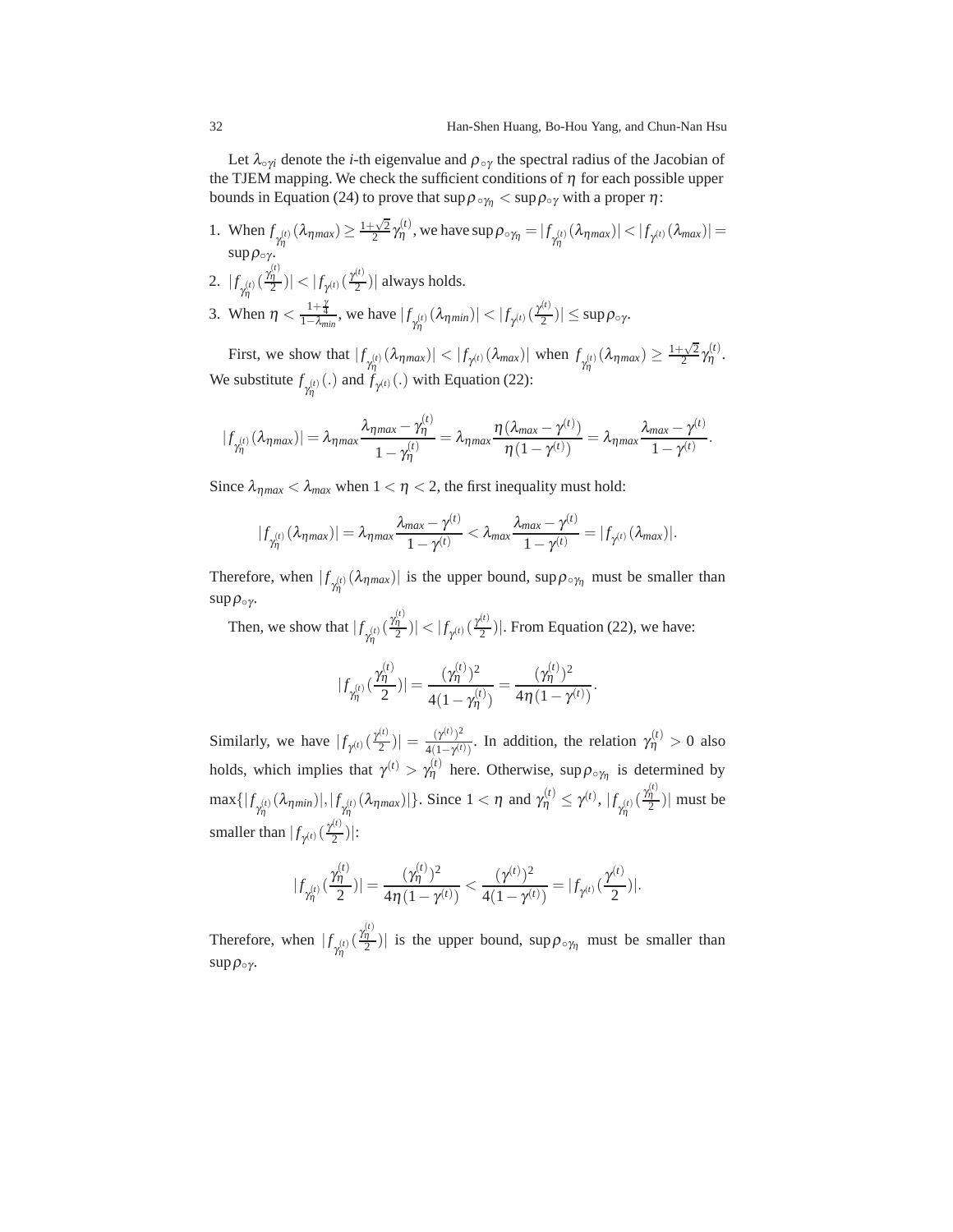Let $\lambda_{\circ\gamma i}$ denote the $i$-th eigenvalue and $\rho_{\circ\gamma}$ the spectral radius of the Jacobian of the TJEM mapping. We check the sufficient conditions of $\eta$ for each possible upper bounds in Equation (24) to prove that $\sup\rho_{\circ\gamma_\eta} < \sup\rho_{\circ\gamma}$ with a proper $\eta$:

1. When $f_{\gamma_\eta^{(t)}}(\lambda_{\eta max}) \geq \frac{1+\sqrt{2}}{2}\gamma_\eta^{(t)}$, we have $\sup\rho_{\circ\gamma_\eta} = |f_{\gamma_\eta^{(t)}}(\lambda_{\eta max})| < |f_{\gamma^{(t)}}(\lambda_{max})| = \sup\rho_{\circ\gamma}$.
2. $|f_{\gamma_\eta^{(t)}}(\frac{\gamma_\eta^{(t)}}{2})| < |f_{\gamma^{(t)}}(\frac{\gamma^{(t)}}{2})|$ always holds.
3. When $\eta < \frac{1+\frac{\gamma}{4}}{1-\lambda_{min}}$, we have $|f_{\gamma_\eta^{(t)}}(\lambda_{\eta min})| < |f_{\gamma^{(t)}}(\frac{\gamma^{(t)}}{2})| \leq \sup\rho_{\circ\gamma}$.

First, we show that $|f_{\gamma_\eta^{(t)}}(\lambda_{\eta max})| < |f_{\gamma^{(t)}}(\lambda_{max})|$ when $f_{\gamma_\eta^{(t)}}(\lambda_{\eta max}) \geq \frac{1+\sqrt{2}}{2}\gamma_\eta^{(t)}$. We substitute $f_{\gamma_\eta^{(t)}}(.)$ and $f_{\gamma^{(t)}}(.)$ with Equation (22):

$$|f_{\gamma_\eta^{(t)}}(\lambda_{\eta max})| = \lambda_{\eta max}\frac{\lambda_{\eta max} - \gamma_\eta^{(t)}}{1-\gamma_\eta^{(t)}} = \lambda_{\eta max}\frac{\eta(\lambda_{max} - \gamma^{(t)})}{\eta(1-\gamma^{(t)})} = \lambda_{\eta max}\frac{\lambda_{max} - \gamma^{(t)}}{1-\gamma^{(t)}}.$$

Since $\lambda_{\eta max} < \lambda_{max}$ when $1 < \eta < 2$, the first inequality must hold:

$$|f_{\gamma_\eta^{(t)}}(\lambda_{\eta max})| = \lambda_{\eta max}\frac{\lambda_{max} - \gamma^{(t)}}{1-\gamma^{(t)}} < \lambda_{max}\frac{\lambda_{max} - \gamma^{(t)}}{1-\gamma^{(t)}} = |f_{\gamma^{(t)}}(\lambda_{max})|.$$

Therefore, when $|f_{\gamma_\eta^{(t)}}(\lambda_{\eta max})|$ is the upper bound, $\sup\rho_{\circ\gamma_\eta}$ must be smaller than $\sup\rho_{\circ\gamma}$.

Then, we show that $|f_{\gamma_\eta^{(t)}}(\frac{\gamma_\eta^{(t)}}{2})| < |f_{\gamma^{(t)}}(\frac{\gamma^{(t)}}{2})|$. From Equation (22), we have:

$$|f_{\gamma_\eta^{(t)}}(\frac{\gamma_\eta^{(t)}}{2})| = \frac{(\gamma_\eta^{(t)})^2}{4(1-\gamma_\eta^{(t)})} = \frac{(\gamma_\eta^{(t)})^2}{4\eta(1-\gamma^{(t)})}.$$

Similarly, we have $|f_{\gamma^{(t)}}(\frac{\gamma^{(t)}}{2})| = \frac{(\gamma^{(t)})^2}{4(1-\gamma^{(t)})}$. In addition, the relation $\gamma_\eta^{(t)} > 0$ also holds, which implies that $\gamma^{(t)} > \gamma_\eta^{(t)}$ here. Otherwise, $\sup\rho_{\circ\gamma_\eta}$ is determined by $\max\{|f_{\gamma_\eta^{(t)}}(\lambda_{\eta min})|, |f_{\gamma_\eta^{(t)}}(\lambda_{\eta max})|\}$. Since $1 < \eta$ and $\gamma_\eta^{(t)} \leq \gamma^{(t)}$, $|f_{\gamma_\eta^{(t)}}(\frac{\gamma_\eta^{(t)}}{2})|$ must be smaller than $|f_{\gamma^{(t)}}(\frac{\gamma^{(t)}}{2})|$:

$$|f_{\gamma_\eta^{(t)}}(\frac{\gamma_\eta^{(t)}}{2})| = \frac{(\gamma_\eta^{(t)})^2}{4\eta(1-\gamma^{(t)})} < \frac{(\gamma^{(t)})^2}{4(1-\gamma^{(t)})} = |f_{\gamma^{(t)}}(\frac{\gamma^{(t)}}{2})|.$$

Therefore, when $|f_{\gamma_\eta^{(t)}}(\frac{\gamma_\eta^{(t)}}{2})|$ is the upper bound, $\sup\rho_{\circ\gamma_\eta}$ must be smaller than $\sup\rho_{\circ\gamma}$.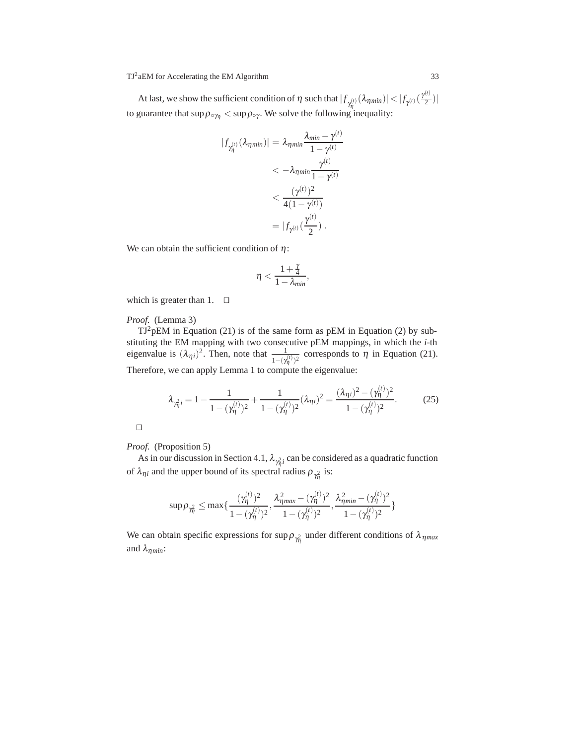At last, we show the sufficient condition of $\eta$ such that $|f_{\gamma_\eta^{(t)}}(\lambda_{\eta min})| < |f_{\gamma^{(t)}}(\frac{\gamma^{(t)}}{2})|$ to guarantee that $\sup\rho_{\circ\gamma_\eta} < \sup\rho_{\circ\gamma}$. We solve the following inequality:

$$
\begin{aligned}
|f_{\gamma_\eta^{(t)}}(\lambda_{\eta min})| &= \lambda_{\eta min}\frac{\lambda_{min}-\gamma^{(t)}}{1-\gamma^{(t)}} \\
&< -\lambda_{\eta min}\frac{\gamma^{(t)}}{1-\gamma^{(t)}} \\
&< \frac{(\gamma^{(t)})^2}{4(1-\gamma^{(t)})} \\
&= |f_{\gamma^{(t)}}(\frac{\gamma^{(t)}}{2})|.
\end{aligned}
$$

We can obtain the sufficient condition of $\eta$:

$$
\eta < \frac{1+\frac{\gamma}{4}}{1-\lambda_{min}},
$$

which is greater than 1. □

*Proof.* (Lemma 3)

TJ$^2$pEM in Equation (21) is of the same form as pEM in Equation (2) by substituting the EM mapping with two consecutive pEM mappings, in which the $i$-th eigenvalue is $(\lambda_{\eta i})^2$. Then, note that $\frac{1}{1-(\gamma_\eta^{(t)})^2}$ corresponds to $\eta$ in Equation (21). Therefore, we can apply Lemma 1 to compute the eigenvalue:

$$
\lambda_{\gamma_\eta^2 i} = 1 - \frac{1}{1-(\gamma_\eta^{(t)})^2} + \frac{1}{1-(\gamma_\eta^{(t)})^2}(\lambda_{\eta i})^2 = \frac{(\lambda_{\eta i})^2 - (\gamma_\eta^{(t)})^2}{1-(\gamma_\eta^{(t)})^2}. \tag{25}
$$

□

*Proof.* (Proposition 5)

As in our discussion in Section 4.1, $\lambda_{\gamma_\eta^2 i}$ can be considered as a quadratic function of $\lambda_{\eta i}$ and the upper bound of its spectral radius $\rho_{\gamma_\eta^2}$ is:

$$
\sup\rho_{\gamma_\eta^2} \le \max\{\frac{(\gamma_\eta^{(t)})^2}{1-(\gamma_\eta^{(t)})^2}, \frac{\lambda_{\eta max}^2 - (\gamma_\eta^{(t)})^2}{1-(\gamma_\eta^{(t)})^2}, \frac{\lambda_{\eta min}^2 - (\gamma_\eta^{(t)})^2}{1-(\gamma_\eta^{(t)})^2}\}
$$

We can obtain specific expressions for $\sup\rho_{\gamma_\eta^2}$ under different conditions of $\lambda_{\eta max}$ and $\lambda_{\eta min}$: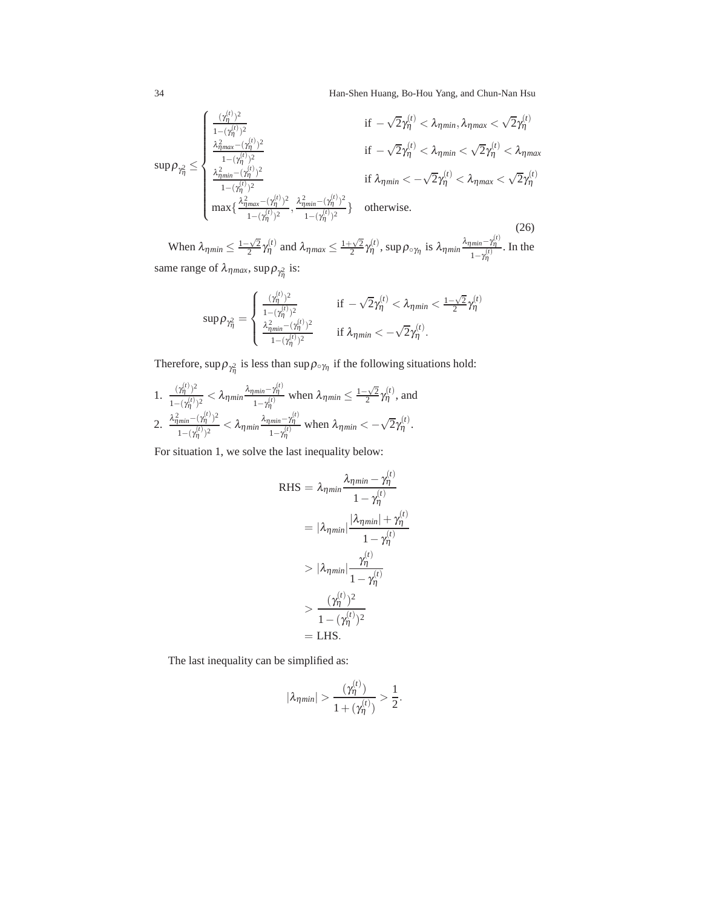$$
\sup \rho_{\gamma_\eta^2} \leq \begin{cases} \frac{(\gamma_\eta^{(t)})^2}{1-(\gamma_\eta^{(t)})^2} & \text{if } -\sqrt{2}\gamma_\eta^{(t)} < \lambda_{\eta min}, \lambda_{\eta max} < \sqrt{2}\gamma_\eta^{(t)} \\ \frac{\lambda_{\eta max}^2-(\gamma_\eta^{(t)})^2}{1-(\gamma_\eta^{(t)})^2} & \text{if } -\sqrt{2}\gamma_\eta^{(t)} < \lambda_{\eta min} < \sqrt{2}\gamma_\eta^{(t)} < \lambda_{\eta max} \\ \frac{\lambda_{\eta min}^2-(\gamma_\eta^{(t)})^2}{1-(\gamma_\eta^{(t)})^2} & \text{if } \lambda_{\eta min} < -\sqrt{2}\gamma_\eta^{(t)} < \lambda_{\eta max} < \sqrt{2}\gamma_\eta^{(t)} \\ \max\{\frac{\lambda_{\eta max}^2-(\gamma_\eta^{(t)})^2}{1-(\gamma_\eta^{(t)})^2}, \frac{\lambda_{\eta min}^2-(\gamma_\eta^{(t)})^2}{1-(\gamma_\eta^{(t)})^2}\} & \text{otherwise.} \end{cases} \tag{26}
$$

When $\lambda_{\eta min} \leq \frac{1-\sqrt{2}}{2}\gamma_\eta^{(t)}$ and $\lambda_{\eta max} \leq \frac{1+\sqrt{2}}{2}\gamma_\eta^{(t)}$, $\sup \rho_{\circ\gamma_\eta}$ is $\lambda_{\eta min}\frac{\lambda_{\eta min}-\gamma_\eta^{(t)}}{1-\gamma_\eta^{(t)}}$. In the same range of $\lambda_{\eta max}$, $\sup \rho_{\gamma_\eta^2}$ is:

$$
\sup \rho_{\gamma_\eta^2} = \begin{cases} \frac{(\gamma_\eta^{(t)})^2}{1-(\gamma_\eta^{(t)})^2} & \text{if } -\sqrt{2}\gamma_\eta^{(t)} < \lambda_{\eta min} < \frac{1-\sqrt{2}}{2}\gamma_\eta^{(t)} \\ \frac{\lambda_{\eta min}^2-(\gamma_\eta^{(t)})^2}{1-(\gamma_\eta^{(t)})^2} & \text{if } \lambda_{\eta min} < -\sqrt{2}\gamma_\eta^{(t)}. \end{cases}
$$

Therefore, $\sup \rho_{\gamma_\eta^2}$ is less than $\sup \rho_{\circ\gamma_\eta}$ if the following situations hold:

1. $\frac{(\gamma_\eta^{(t)})^2}{1-(\gamma_\eta^{(t)})^2} < \lambda_{\eta min}\frac{\lambda_{\eta min}-\gamma_\eta^{(t)}}{1-\gamma_\eta^{(t)}}$ when $\lambda_{\eta min} \leq \frac{1-\sqrt{2}}{2}\gamma_\eta^{(t)}$, and
2. $\frac{\lambda_{\eta min}^2-(\gamma_\eta^{(t)})^2}{1-(\gamma_\eta^{(t)})^2} < \lambda_{\eta min}\frac{\lambda_{\eta min}-\gamma_\eta^{(t)}}{1-\gamma_\eta^{(t)}}$ when $\lambda_{\eta min} < -\sqrt{2}\gamma_\eta^{(t)}$.

For situation 1, we solve the last inequality below:

$$
\begin{aligned}
\text{RHS} &= \lambda_{\eta min}\frac{\lambda_{\eta min}-\gamma_\eta^{(t)}}{1-\gamma_\eta^{(t)}} \\
&= |\lambda_{\eta min}|\frac{|\lambda_{\eta min}|+\gamma_\eta^{(t)}}{1-\gamma_\eta^{(t)}} \\
&> |\lambda_{\eta min}|\frac{\gamma_\eta^{(t)}}{1-\gamma_\eta^{(t)}} \\
&> \frac{(\gamma_\eta^{(t)})^2}{1-(\gamma_\eta^{(t)})^2} \\
&= \text{LHS}.
\end{aligned}
$$

The last inequality can be simplified as:

$$
|\lambda_{\eta min}| > \frac{(\gamma_\eta^{(t)})}{1+(\gamma_\eta^{(t)})} > \frac{1}{2}.
$$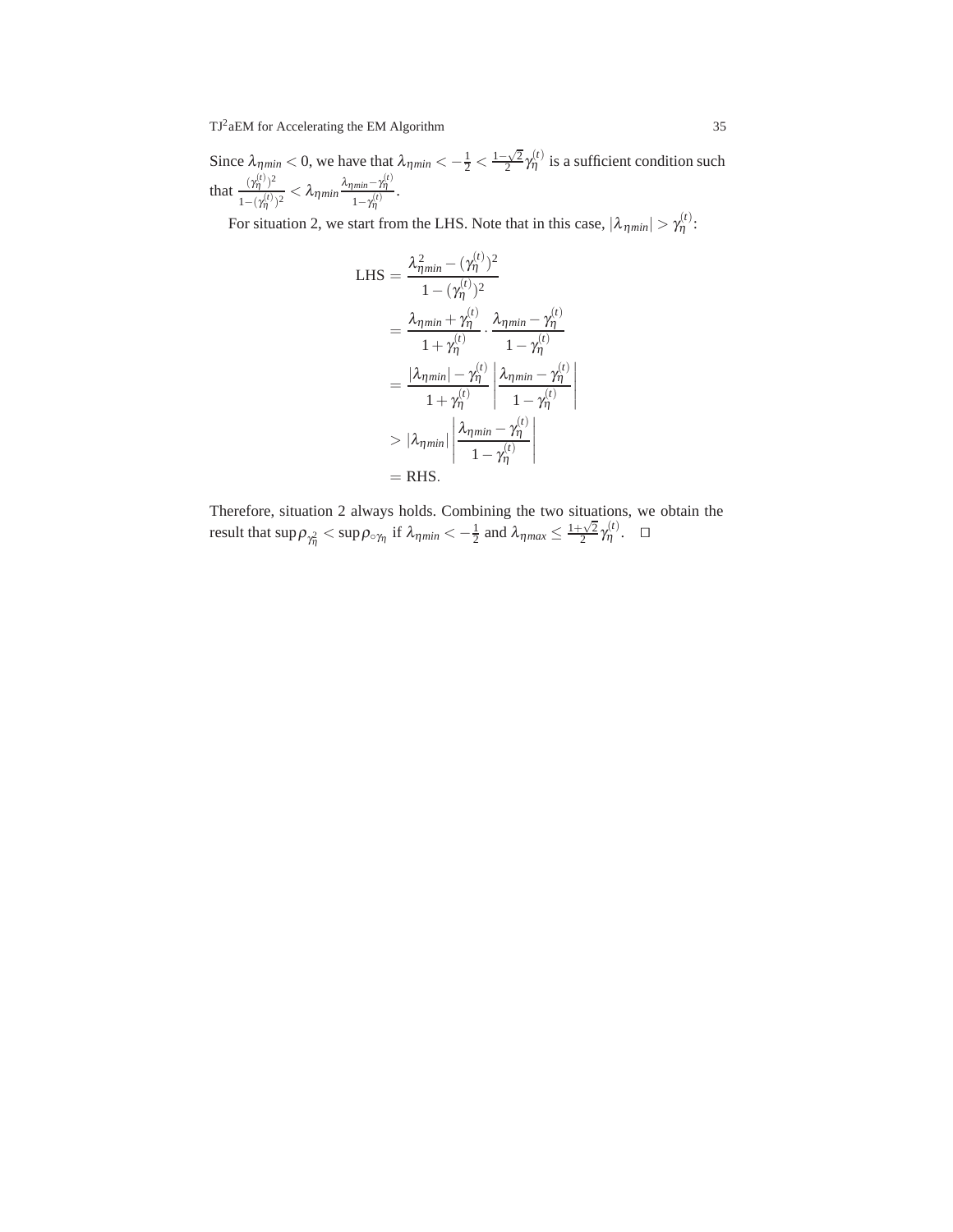Since $\lambda_{\eta min} < 0$, we have that $\lambda_{\eta min} < -\frac{1}{2} < \frac{1-\sqrt{2}}{2}\gamma_\eta^{(t)}$ is a sufficient condition such that $\frac{(\gamma_\eta^{(t)})^2}{1-(\gamma_\eta^{(t)})^2} < \lambda_{\eta min}\frac{\lambda_{\eta min}-\gamma_\eta^{(t)}}{1-\gamma_\eta^{(t)}}$.

For situation 2, we start from the LHS. Note that in this case, $|\lambda_{\eta min}| > \gamma_\eta^{(t)}$:

$$
\begin{aligned}
\text{LHS} &= \frac{\lambda_{\eta min}^2 - (\gamma_\eta^{(t)})^2}{1-(\gamma_\eta^{(t)})^2} \\
&= \frac{\lambda_{\eta min} + \gamma_\eta^{(t)}}{1+\gamma_\eta^{(t)}} \cdot \frac{\lambda_{\eta min} - \gamma_\eta^{(t)}}{1-\gamma_\eta^{(t)}} \\
&= \frac{|\lambda_{\eta min}| - \gamma_\eta^{(t)}}{1+\gamma_\eta^{(t)}} \left| \frac{\lambda_{\eta min} - \gamma_\eta^{(t)}}{1-\gamma_\eta^{(t)}} \right| \\
&> |\lambda_{\eta min}| \left| \frac{\lambda_{\eta min} - \gamma_\eta^{(t)}}{1-\gamma_\eta^{(t)}} \right| \\
&= \text{RHS}.
\end{aligned}
$$

Therefore, situation 2 always holds. Combining the two situations, we obtain the result that $\sup \rho_{\gamma_\eta^2} < \sup \rho_{\circ\gamma_\eta}$ if $\lambda_{\eta min} < -\frac{1}{2}$ and $\lambda_{\eta max} \leq \frac{1+\sqrt{2}}{2}\gamma_\eta^{(t)}$. $\square$